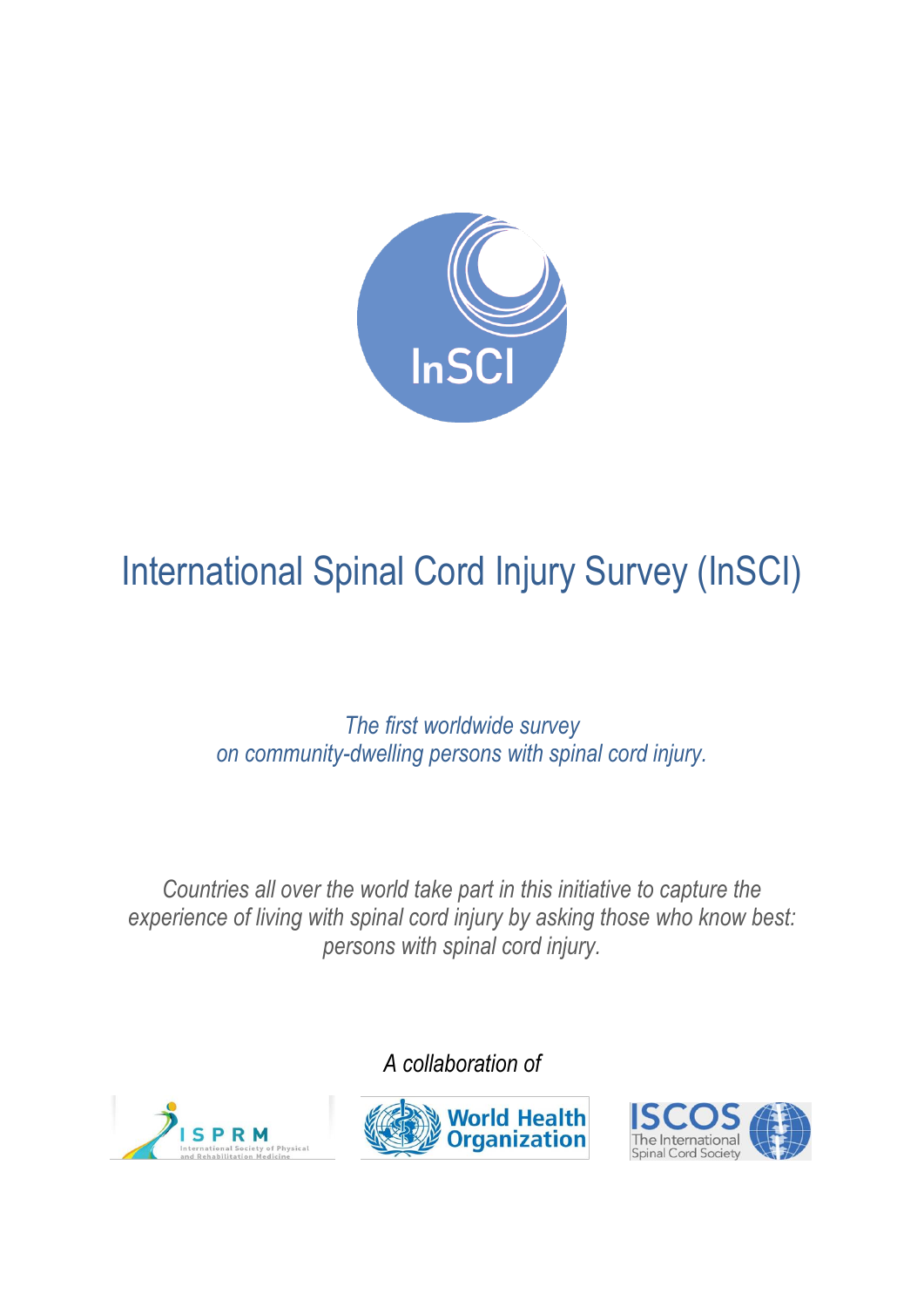# International Spinal Cord Injury Survey (InSCI)

*The first worldwide survey on community-dwelling persons with spinal cord injury.*

*Countries all over the world take part in this initiative to capture the experience of living with spinal cord injury by asking those who know best: persons with spinal cord injury.*

*A collaboration of*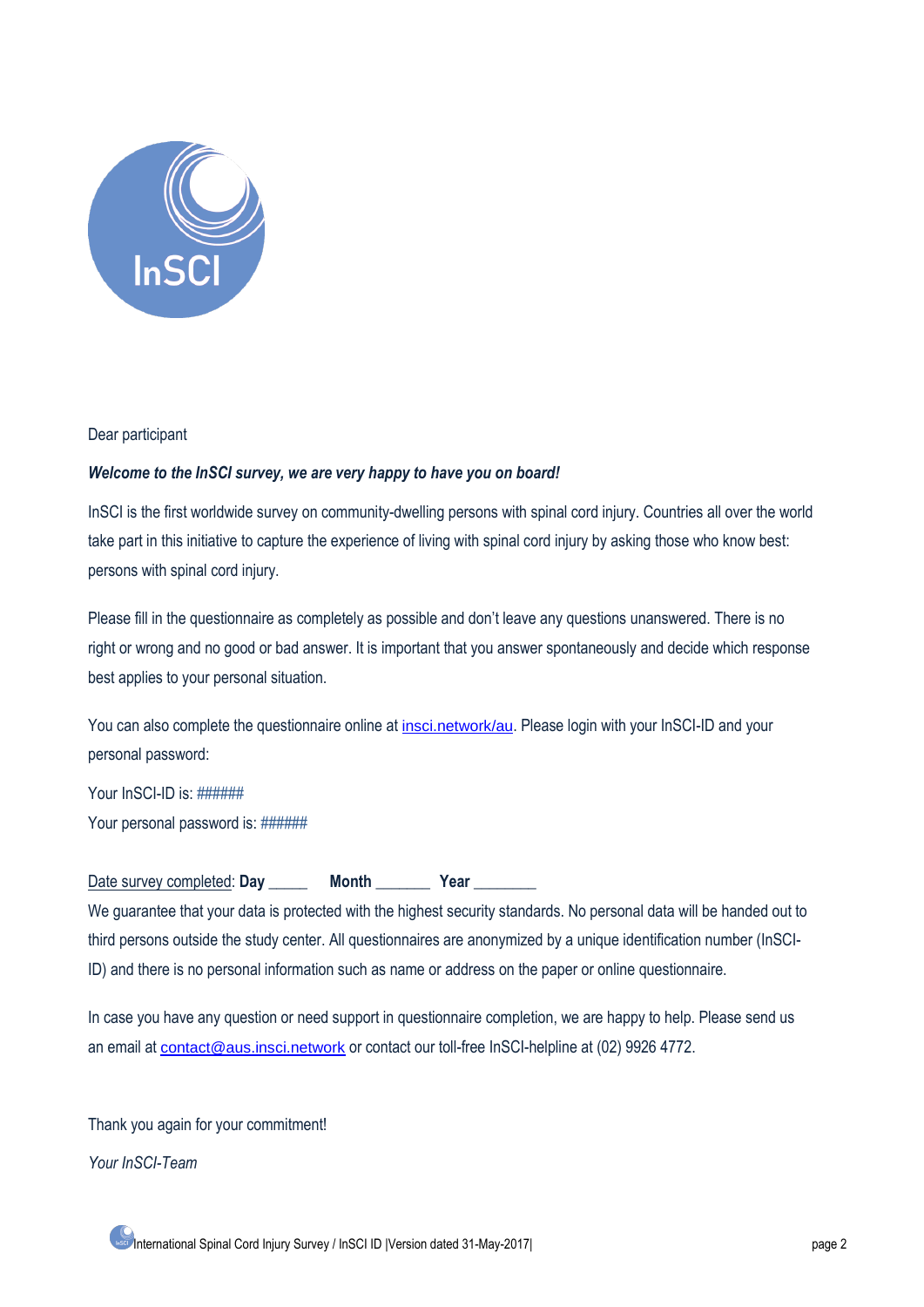Dear participant

***Welcome to the InSCI survey, we are very happy to have you on board!***

InSCI is the first worldwide survey on community-dwelling persons with spinal cord injury. Countries all over the world take part in this initiative to capture the experience of living with spinal cord injury by asking those who know best: persons with spinal cord injury.

Please fill in the questionnaire as completely as possible and don't leave any questions unanswered. There is no right or wrong and no good or bad answer. It is important that you answer spontaneously and decide which response best applies to your personal situation.

You can also complete the questionnaire online at insci.network/au. Please login with your InSCI-ID and your personal password:

Your InSCI-ID is: ######

Your personal password is: ######

Date survey completed: **Day** _____ **Month** _______ **Year** ________

We guarantee that your data is protected with the highest security standards. No personal data will be handed out to third persons outside the study center. All questionnaires are anonymized by a unique identification number (InSCI-ID) and there is no personal information such as name or address on the paper or online questionnaire.

In case you have any question or need support in questionnaire completion, we are happy to help. Please send us an email at contact@aus.insci.network or contact our toll-free InSCI-helpline at (02) 9926 4772.

Thank you again for your commitment!

*Your InSCI-Team*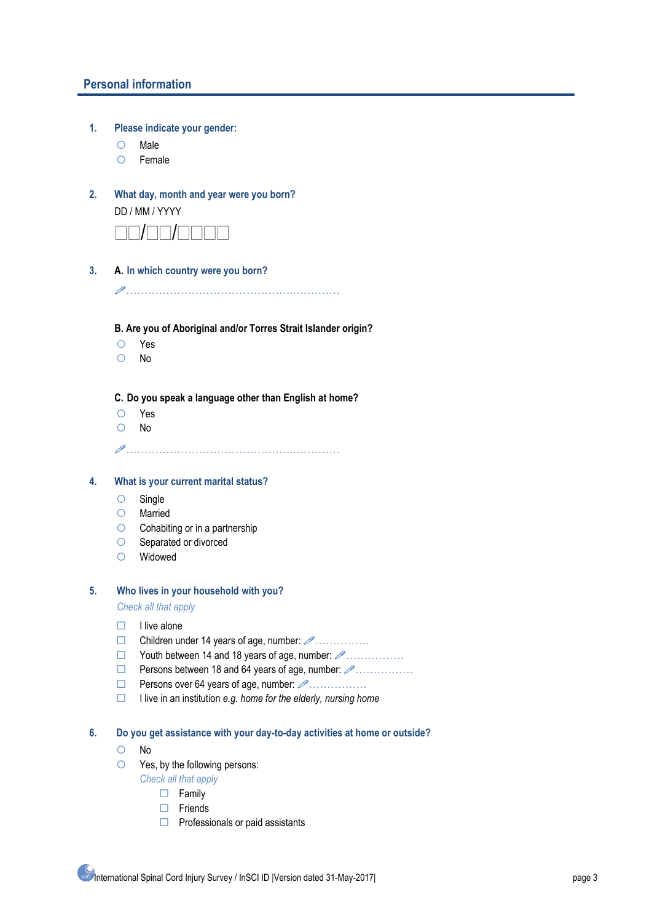## Personal information

**1. Please indicate your gender:**

- ○ Male
- ○ Female

**2. What day, month and year were you born?**

DD / MM / YYYY

☐☐/☐☐/☐☐☐☐

**3. A. In which country were you born?**

✎ ..........................................................................

**B. Are you of Aboriginal and/or Torres Strait Islander origin?**

- ○ Yes
- ○ No

**C. Do you speak a language other than English at home?**

- ○ Yes
- ○ No

✎ ..........................................................................

**4. What is your current marital status?**

- ○ Single
- ○ Married
- ○ Cohabiting or in a partnership
- ○ Separated or divorced
- ○ Widowed

**5. Who lives in your household with you?**

*Check all that apply*

- ☐ I live alone
- ☐ Children under 14 years of age, number: ✎ ...............
- ☐ Youth between 14 and 18 years of age, number: ✎ ................
- ☐ Persons between 18 and 64 years of age, number: ✎ ................
- ☐ Persons over 64 years of age, number: ✎ ................
- ☐ I live in an institution *e.g. home for the elderly, nursing home*

**6. Do you get assistance with your day-to-day activities at home or outside?**

- ○ No
- ○ Yes, by the following persons:

  *Check all that apply*

  - ☐ Family
  - ☐ Friends
  - ☐ Professionals or paid assistants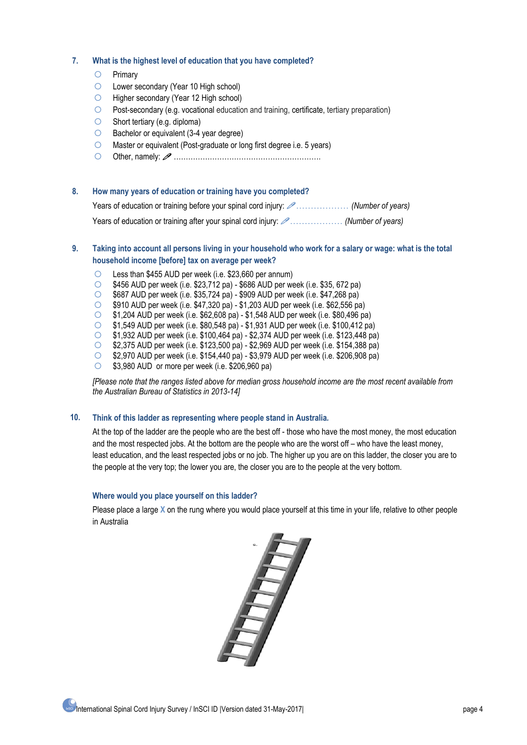**7. What is the highest level of education that you have completed?**

- ○ Primary
- ○ Lower secondary (Year 10 High school)
- ○ Higher secondary (Year 12 High school)
- ○ Post-secondary (e.g. vocational education and training, certificate, tertiary preparation)
- ○ Short tertiary (e.g. diploma)
- ○ Bachelor or equivalent (3-4 year degree)
- ○ Master or equivalent (Post-graduate or long first degree i.e. 5 years)
- ○ Other, namely: ✎ ............................................................

**8. How many years of education or training have you completed?**

Years of education or training before your spinal cord injury: ✎.................. *(Number of years)*

Years of education or training after your spinal cord injury: ✎.................. *(Number of years)*

**9. Taking into account all persons living in your household who work for a salary or wage: what is the total household income [before] tax on average per week?**

- ○ Less than $455 AUD per week (i.e. $23,660 per annum)
- ○ $456 AUD per week (i.e. $23,712 pa) - $686 AUD per week (i.e. $35, 672 pa)
- ○ $687 AUD per week (i.e. $35,724 pa) - $909 AUD per week (i.e. $47,268 pa)
- ○ $910 AUD per week (i.e. $47,320 pa) - $1,203 AUD per week (i.e. $62,556 pa)
- ○ $1,204 AUD per week (i.e. $62,608 pa) - $1,548 AUD per week (i.e. $80,496 pa)
- ○ $1,549 AUD per week (i.e. $80,548 pa) - $1,931 AUD per week (i.e. $100,412 pa)
- ○ $1,932 AUD per week (i.e. $100,464 pa) - $2,374 AUD per week (i.e. $123,448 pa)
- ○ $2,375 AUD per week (i.e. $123,500 pa) - $2,969 AUD per week (i.e. $154,388 pa)
- ○ $2,970 AUD per week (i.e. $154,440 pa) - $3,979 AUD per week (i.e. $206,908 pa)
- ○ $3,980 AUD or more per week (i.e. $206,960 pa)

*[Please note that the ranges listed above for median gross household income are the most recent available from the Australian Bureau of Statistics in 2013-14]*

**10. Think of this ladder as representing where people stand in Australia.**

At the top of the ladder are the people who are the best off - those who have the most money, the most education and the most respected jobs. At the bottom are the people who are the worst off – who have the least money, least education, and the least respected jobs or no job. The higher up you are on this ladder, the closer you are to the people at the very top; the lower you are, the closer you are to the people at the very bottom.

**Where would you place yourself on this ladder?**

Please place a large **X** on the rung where you would place yourself at this time in your life, relative to other people in Australia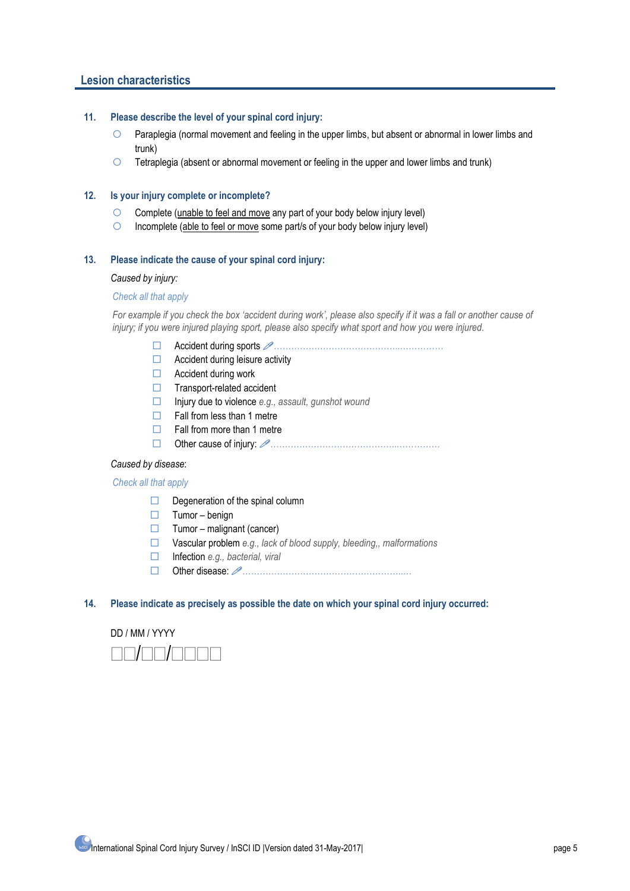## Lesion characteristics

**11. Please describe the level of your spinal cord injury:**

- ○ Paraplegia (normal movement and feeling in the upper limbs, but absent or abnormal in lower limbs and trunk)
- ○ Tetraplegia (absent or abnormal movement or feeling in the upper and lower limbs and trunk)

**12. Is your injury complete or incomplete?**

- ○ Complete (unable to feel and move any part of your body below injury level)
- ○ Incomplete (able to feel or move some part/s of your body below injury level)

**13. Please indicate the cause of your spinal cord injury:**

*Caused by injury:*

*Check all that apply*

*For example if you check the box 'accident during work', please also specify if it was a fall or another cause of injury; if you were injured playing sport, please also specify what sport and how you were injured.*

- ☐ Accident during sports ✎ ..........................................................
- ☐ Accident during leisure activity
- ☐ Accident during work
- ☐ Transport-related accident
- ☐ Injury due to violence *e.g., assault, gunshot wound*
- ☐ Fall from less than 1 metre
- ☐ Fall from more than 1 metre
- ☐ Other cause of injury: ✎ ..........................................................

*Caused by disease*:

*Check all that apply*

- ☐ Degeneration of the spinal column
- ☐ Tumor – benign
- ☐ Tumor – malignant (cancer)
- ☐ Vascular problem *e.g., lack of blood supply, bleeding,, malformations*
- ☐ Infection *e.g., bacterial, viral*
- ☐ Other disease: ✎ ..........................................................

**14. Please indicate as precisely as possible the date on which your spinal cord injury occurred:**

DD / MM / YYYY

☐☐/☐☐/☐☐☐☐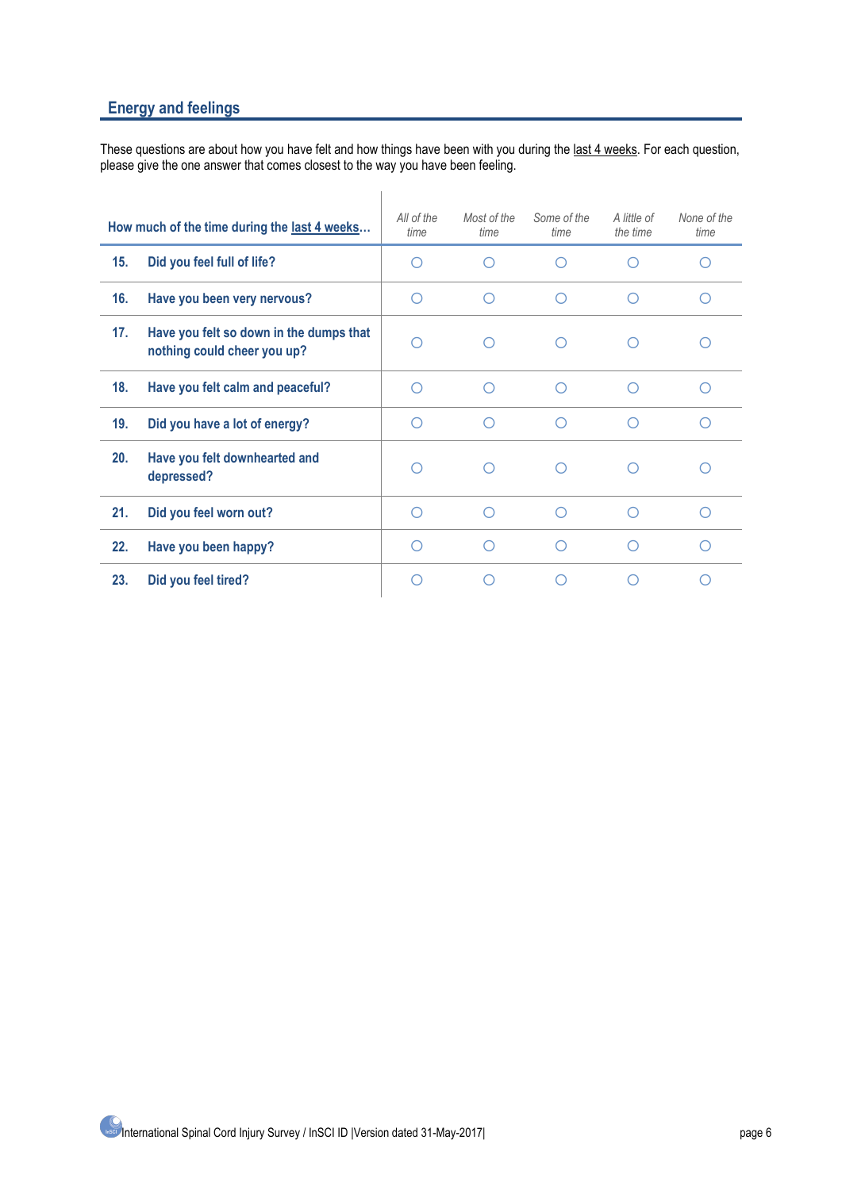## Energy and feelings

These questions are about how you have felt and how things have been with you during the last 4 weeks. For each question, please give the one answer that comes closest to the way you have been feeling.

| How much of the time during the last 4 weeks… | *All of the time* | *Most of the time* | *Some of the time* | *A little of the time* | *None of the time* |
|---|---|---|---|---|---|
| **15. Did you feel full of life?** | ○ | ○ | ○ | ○ | ○ |
| **16. Have you been very nervous?** | ○ | ○ | ○ | ○ | ○ |
| **17. Have you felt so down in the dumps that nothing could cheer you up?** | ○ | ○ | ○ | ○ | ○ |
| **18. Have you felt calm and peaceful?** | ○ | ○ | ○ | ○ | ○ |
| **19. Did you have a lot of energy?** | ○ | ○ | ○ | ○ | ○ |
| **20. Have you felt downhearted and depressed?** | ○ | ○ | ○ | ○ | ○ |
| **21. Did you feel worn out?** | ○ | ○ | ○ | ○ | ○ |
| **22. Have you been happy?** | ○ | ○ | ○ | ○ | ○ |
| **23. Did you feel tired?** | ○ | ○ | ○ | ○ | ○ |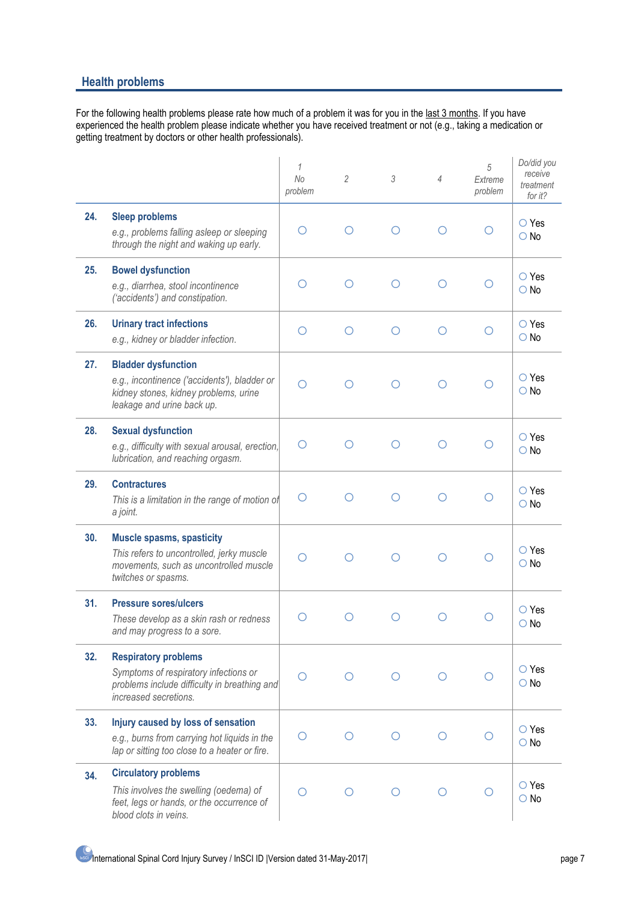## Health problems

For the following health problems please rate how much of a problem it was for you in the last 3 months. If you have experienced the health problem please indicate whether you have received treatment or not (e.g., taking a medication or getting treatment by doctors or other health professionals).

| | | 1 No problem | 2 | 3 | 4 | 5 Extreme problem | Do/did you receive treatment for it? |
|---|---|---|---|---|---|---|---|
| **24.** | **Sleep problems** *e.g., problems falling asleep or sleeping through the night and waking up early.* | ○ | ○ | ○ | ○ | ○ | ○ Yes ○ No |
| **25.** | **Bowel dysfunction** *e.g., diarrhea, stool incontinence ('accidents') and constipation.* | ○ | ○ | ○ | ○ | ○ | ○ Yes ○ No |
| **26.** | **Urinary tract infections** *e.g., kidney or bladder infection.* | ○ | ○ | ○ | ○ | ○ | ○ Yes ○ No |
| **27.** | **Bladder dysfunction** *e.g., incontinence ('accidents'), bladder or kidney stones, kidney problems, urine leakage and urine back up.* | ○ | ○ | ○ | ○ | ○ | ○ Yes ○ No |
| **28.** | **Sexual dysfunction** *e.g., difficulty with sexual arousal, erection, lubrication, and reaching orgasm.* | ○ | ○ | ○ | ○ | ○ | ○ Yes ○ No |
| **29.** | **Contractures** *This is a limitation in the range of motion of a joint.* | ○ | ○ | ○ | ○ | ○ | ○ Yes ○ No |
| **30.** | **Muscle spasms, spasticity** *This refers to uncontrolled, jerky muscle movements, such as uncontrolled muscle twitches or spasms.* | ○ | ○ | ○ | ○ | ○ | ○ Yes ○ No |
| **31.** | **Pressure sores/ulcers** *These develop as a skin rash or redness and may progress to a sore.* | ○ | ○ | ○ | ○ | ○ | ○ Yes ○ No |
| **32.** | **Respiratory problems** *Symptoms of respiratory infections or problems include difficulty in breathing and increased secretions.* | ○ | ○ | ○ | ○ | ○ | ○ Yes ○ No |
| **33.** | **Injury caused by loss of sensation** *e.g., burns from carrying hot liquids in the lap or sitting too close to a heater or fire.* | ○ | ○ | ○ | ○ | ○ | ○ Yes ○ No |
| **34.** | **Circulatory problems** *This involves the swelling (oedema) of feet, legs or hands, or the occurrence of blood clots in veins.* | ○ | ○ | ○ | ○ | ○ | ○ Yes ○ No |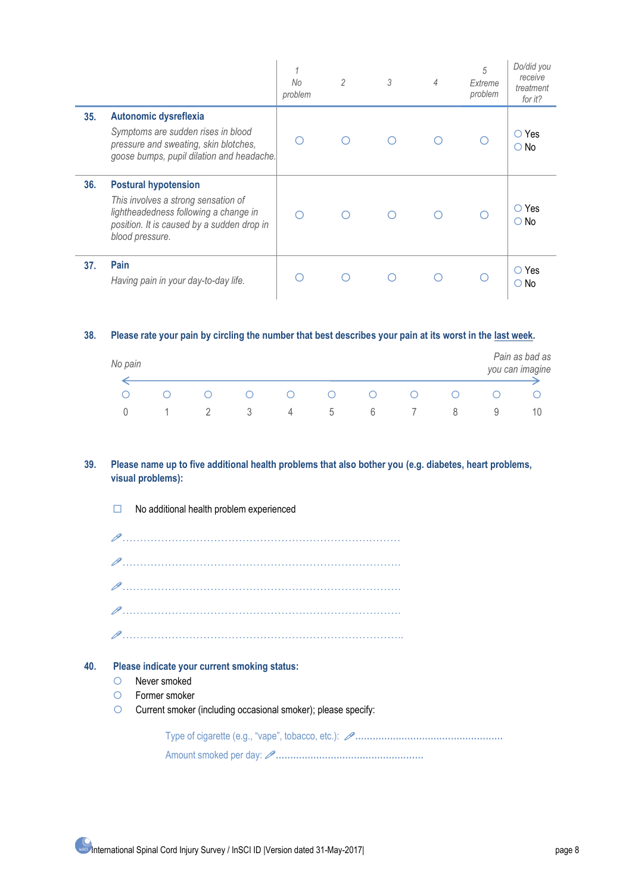| | 1 No problem | 2 | 3 | 4 | 5 Extreme problem | Do/did you receive treatment for it? |
|---|---|---|---|---|---|---|
| **35. Autonomic dysreflexia**<br>*Symptoms are sudden rises in blood pressure and sweating, skin blotches, goose bumps, pupil dilation and headache.* | ○ | ○ | ○ | ○ | ○ | ○ Yes<br>○ No |
| **36. Postural hypotension**<br>*This involves a strong sensation of lightheadedness following a change in position. It is caused by a sudden drop in blood pressure.* | ○ | ○ | ○ | ○ | ○ | ○ Yes<br>○ No |
| **37. Pain**<br>*Having pain in your day-to-day life.* | ○ | ○ | ○ | ○ | ○ | ○ Yes<br>○ No |

**38. Please rate your pain by circling the number that best describes your pain at its worst in the last week.**

*No pain* ← → *Pain as bad as you can imagine*

| ○ | ○ | ○ | ○ | ○ | ○ | ○ | ○ | ○ | ○ | ○ |
|---|---|---|---|---|---|---|---|---|---|---|
| 0 | 1 | 2 | 3 | 4 | 5 | 6 | 7 | 8 | 9 | 10 |

**39. Please name up to five additional health problems that also bother you (e.g. diabetes, heart problems, visual problems):**

☐ No additional health problem experienced

✎ ...........................................................................

✎ ...........................................................................

✎ ...........................................................................

✎ ...........................................................................

✎ ...........................................................................

**40. Please indicate your current smoking status:**

○ Never smoked
○ Former smoker
○ Current smoker (including occasional smoker); please specify:

Type of cigarette (e.g., "vape", tobacco, etc.): ✎ ..................................................

Amount smoked per day: ✎ ..................................................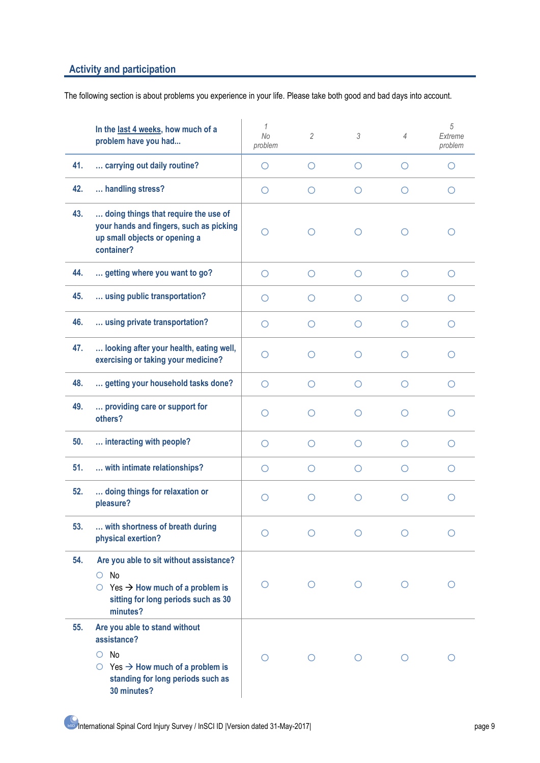## Activity and participation

The following section is about problems you experience in your life. Please take both good and bad days into account.

| | In the <u>last 4 weeks</u>, how much of a problem have you had... | 1 *No problem* | 2 | 3 | 4 | 5 *Extreme problem* |
|---|---|---|---|---|---|---|
| **41.** | **... carrying out daily routine?** | ○ | ○ | ○ | ○ | ○ |
| **42.** | **... handling stress?** | ○ | ○ | ○ | ○ | ○ |
| **43.** | **... doing things that require the use of your hands and fingers, such as picking up small objects or opening a container?** | ○ | ○ | ○ | ○ | ○ |
| **44.** | **... getting where you want to go?** | ○ | ○ | ○ | ○ | ○ |
| **45.** | **... using public transportation?** | ○ | ○ | ○ | ○ | ○ |
| **46.** | **... using private transportation?** | ○ | ○ | ○ | ○ | ○ |
| **47.** | **... looking after your health, eating well, exercising or taking your medicine?** | ○ | ○ | ○ | ○ | ○ |
| **48.** | **... getting your household tasks done?** | ○ | ○ | ○ | ○ | ○ |
| **49.** | **... providing care or support for others?** | ○ | ○ | ○ | ○ | ○ |
| **50.** | **... interacting with people?** | ○ | ○ | ○ | ○ | ○ |
| **51.** | **... with intimate relationships?** | ○ | ○ | ○ | ○ | ○ |
| **52.** | **... doing things for relaxation or pleasure?** | ○ | ○ | ○ | ○ | ○ |
| **53.** | **... with shortness of breath during physical exertion?** | ○ | ○ | ○ | ○ | ○ |
| **54.** | **Are you able to sit without assistance?**<br>○ No<br>○ Yes → **How much of a problem is sitting for long periods such as 30 minutes?** | ○ | ○ | ○ | ○ | ○ |
| **55.** | **Are you able to stand without assistance?**<br>○ No<br>○ Yes → **How much of a problem is standing for long periods such as 30 minutes?** | ○ | ○ | ○ | ○ | ○ |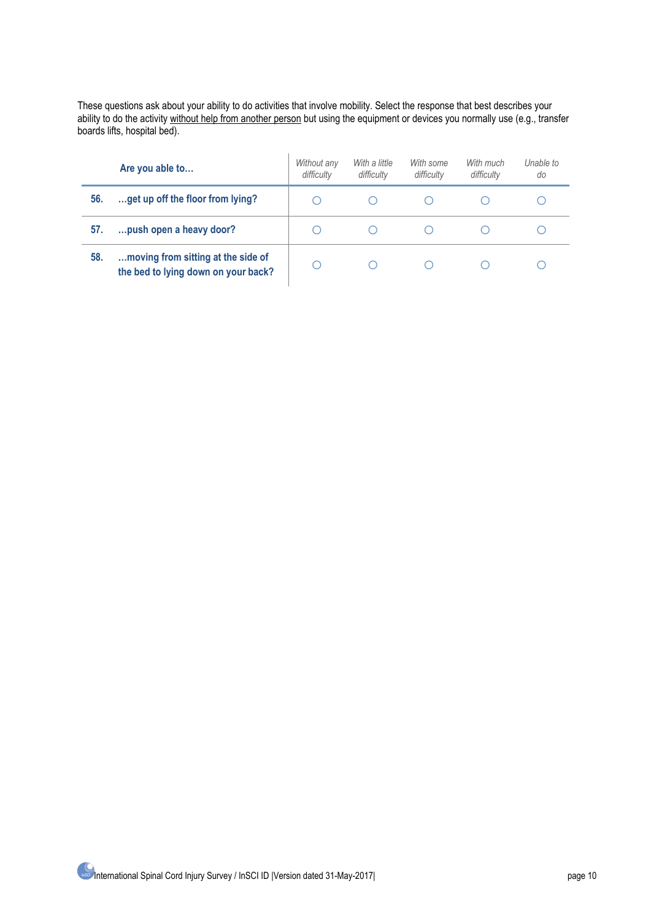These questions ask about your ability to do activities that involve mobility. Select the response that best describes your ability to do the activity without help from another person but using the equipment or devices you normally use (e.g., transfer boards lifts, hospital bed).

| | **Are you able to…** | *Without any difficulty* | *With a little difficulty* | *With some difficulty* | *With much difficulty* | *Unable to do* |
|---|---|---|---|---|---|---|
| **56.** | **…get up off the floor from lying?** | ○ | ○ | ○ | ○ | ○ |
| **57.** | **…push open a heavy door?** | ○ | ○ | ○ | ○ | ○ |
| **58.** | **…moving from sitting at the side of the bed to lying down on your back?** | ○ | ○ | ○ | ○ | ○ |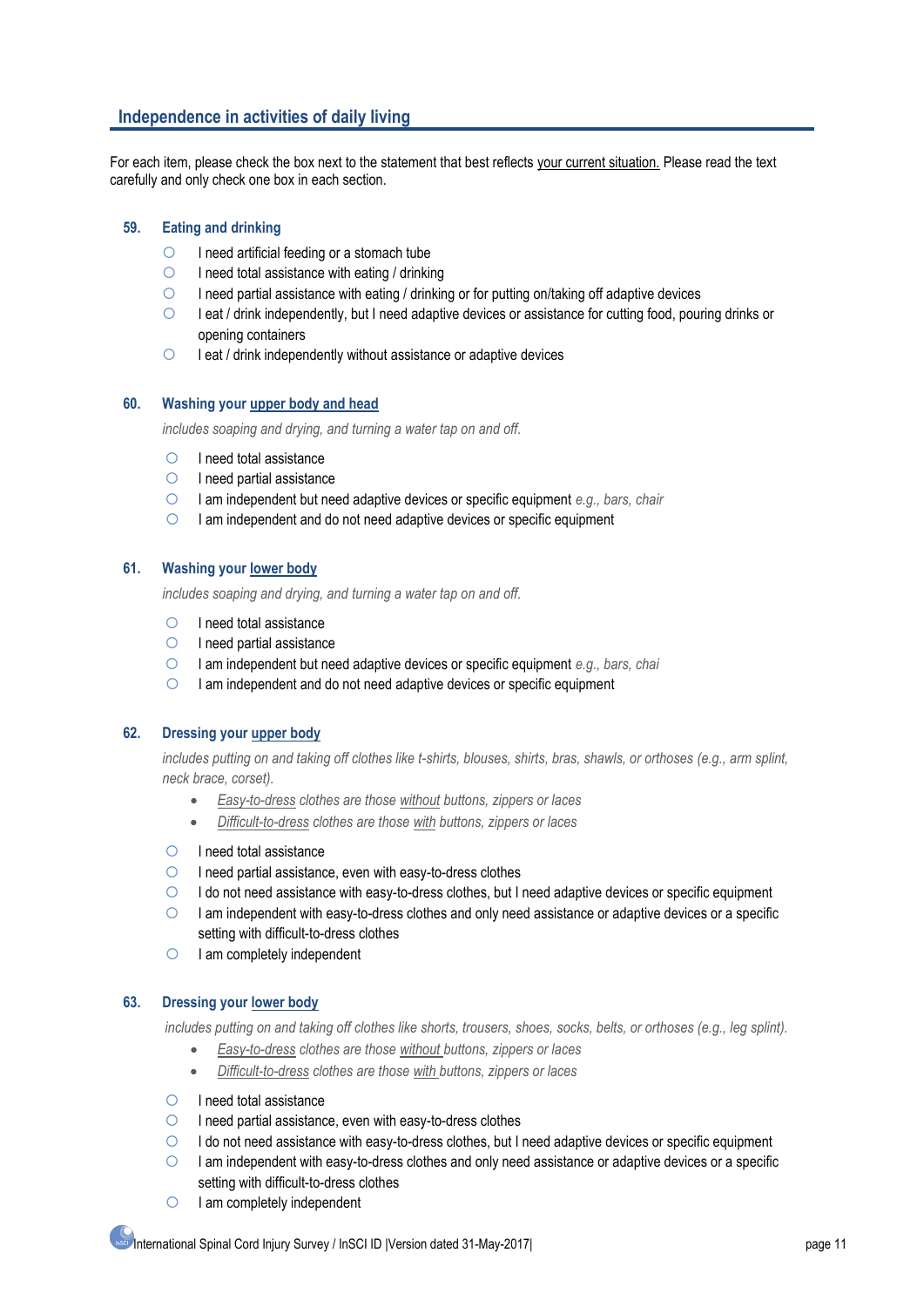## Independence in activities of daily living

For each item, please check the box next to the statement that best reflects <u>your current situation.</u> Please read the text carefully and only check one box in each section.

### 59. Eating and drinking

- ○ I need artificial feeding or a stomach tube
- ○ I need total assistance with eating / drinking
- ○ I need partial assistance with eating / drinking or for putting on/taking off adaptive devices
- ○ I eat / drink independently, but I need adaptive devices or assistance for cutting food, pouring drinks or opening containers
- ○ I eat / drink independently without assistance or adaptive devices

### 60. Washing your <u>upper body and head</u>

*includes soaping and drying, and turning a water tap on and off.*

- ○ I need total assistance
- ○ I need partial assistance
- ○ I am independent but need adaptive devices or specific equipment *e.g., bars, chair*
- ○ I am independent and do not need adaptive devices or specific equipment

### 61. Washing your <u>lower body</u>

*includes soaping and drying, and turning a water tap on and off.*

- ○ I need total assistance
- ○ I need partial assistance
- ○ I am independent but need adaptive devices or specific equipment *e.g., bars, chai*
- ○ I am independent and do not need adaptive devices or specific equipment

### 62. Dressing your <u>upper body</u>

*includes putting on and taking off clothes like t-shirts, blouses, shirts, bras, shawls, or orthoses (e.g., arm splint, neck brace, corset).*

- *<u>Easy-to-dress</u> clothes are those <u>without</u> buttons, zippers or laces*
- *<u>Difficult-to-dress</u> clothes are those <u>with</u> buttons, zippers or laces*

- ○ I need total assistance
- ○ I need partial assistance, even with easy-to-dress clothes
- ○ I do not need assistance with easy-to-dress clothes, but I need adaptive devices or specific equipment
- ○ I am independent with easy-to-dress clothes and only need assistance or adaptive devices or a specific setting with difficult-to-dress clothes
- ○ I am completely independent

### 63. Dressing your <u>lower body</u>

*includes putting on and taking off clothes like shorts, trousers, shoes, socks, belts, or orthoses (e.g., leg splint).*

- *<u>Easy-to-dress</u> clothes are those <u>without</u> buttons, zippers or laces*
- *<u>Difficult-to-dress</u> clothes are those <u>with</u> buttons, zippers or laces*

- ○ I need total assistance
- ○ I need partial assistance, even with easy-to-dress clothes
- ○ I do not need assistance with easy-to-dress clothes, but I need adaptive devices or specific equipment
- ○ I am independent with easy-to-dress clothes and only need assistance or adaptive devices or a specific setting with difficult-to-dress clothes
- ○ I am completely independent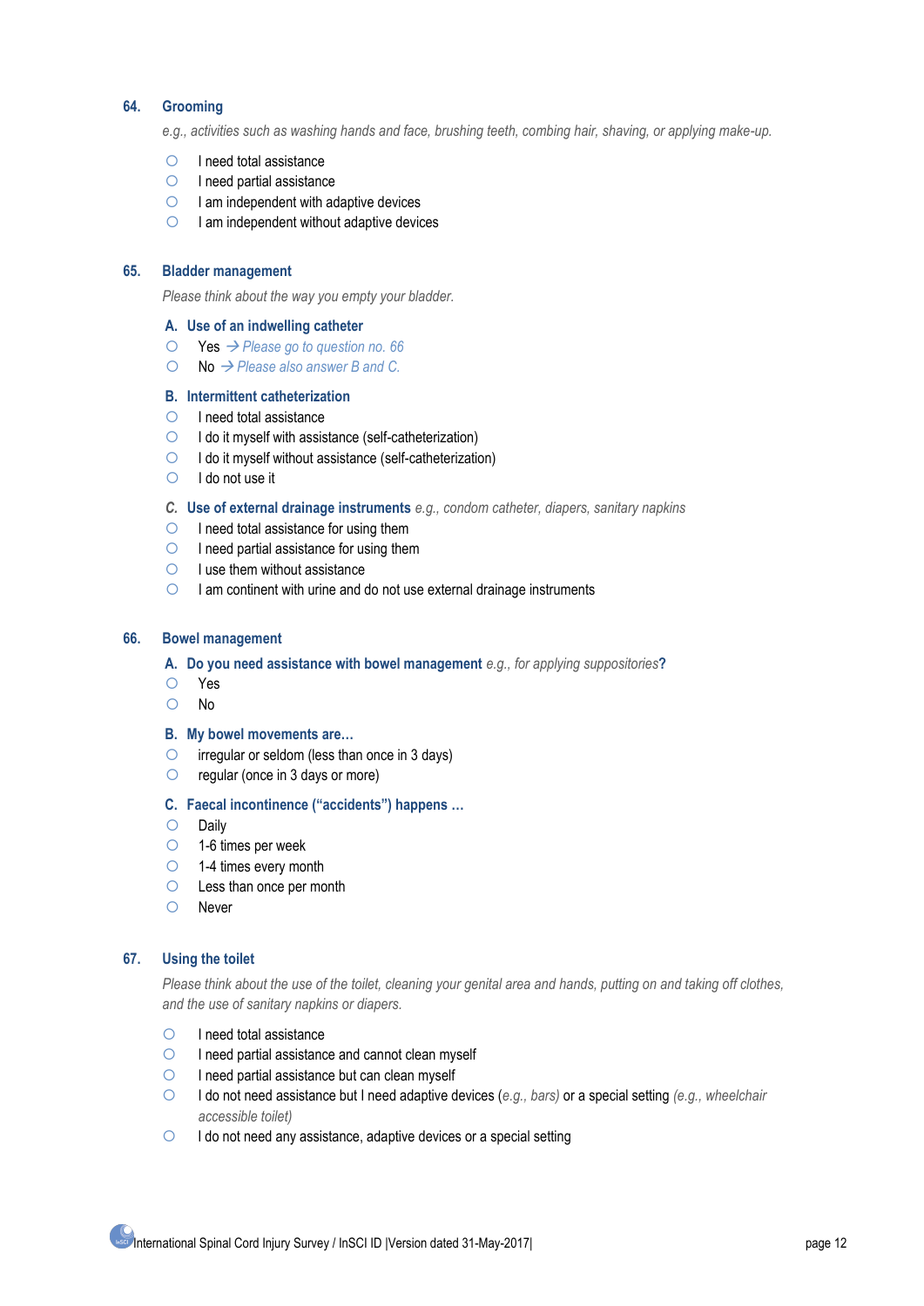## 64. Grooming

*e.g., activities such as washing hands and face, brushing teeth, combing hair, shaving, or applying make-up.*

- ○ I need total assistance
- ○ I need partial assistance
- ○ I am independent with adaptive devices
- ○ I am independent without adaptive devices

## 65. Bladder management

*Please think about the way you empty your bladder.*

### A. Use of an indwelling catheter

- ○ Yes → *Please go to question no. 66*
- ○ No → *Please also answer B and C.*

### B. Intermittent catheterization

- ○ I need total assistance
- ○ I do it myself with assistance (self-catheterization)
- ○ I do it myself without assistance (self-catheterization)
- ○ I do not use it

### C. Use of external drainage instruments *e.g., condom catheter, diapers, sanitary napkins*

- ○ I need total assistance for using them
- ○ I need partial assistance for using them
- ○ I use them without assistance
- ○ I am continent with urine and do not use external drainage instruments

## 66. Bowel management

### A. Do you need assistance with bowel management *e.g., for applying suppositories*?

- ○ Yes
- ○ No

### B. My bowel movements are…

- ○ irregular or seldom (less than once in 3 days)
- ○ regular (once in 3 days or more)

### C. Faecal incontinence ("accidents") happens …

- ○ Daily
- ○ 1-6 times per week
- ○ 1-4 times every month
- ○ Less than once per month
- ○ Never

## 67. Using the toilet

*Please think about the use of the toilet, cleaning your genital area and hands, putting on and taking off clothes, and the use of sanitary napkins or diapers.*

- ○ I need total assistance
- ○ I need partial assistance and cannot clean myself
- ○ I need partial assistance but can clean myself
- ○ I do not need assistance but I need adaptive devices (*e.g., bars*) or a special setting (*e.g., wheelchair accessible toilet*)
- ○ I do not need any assistance, adaptive devices or a special setting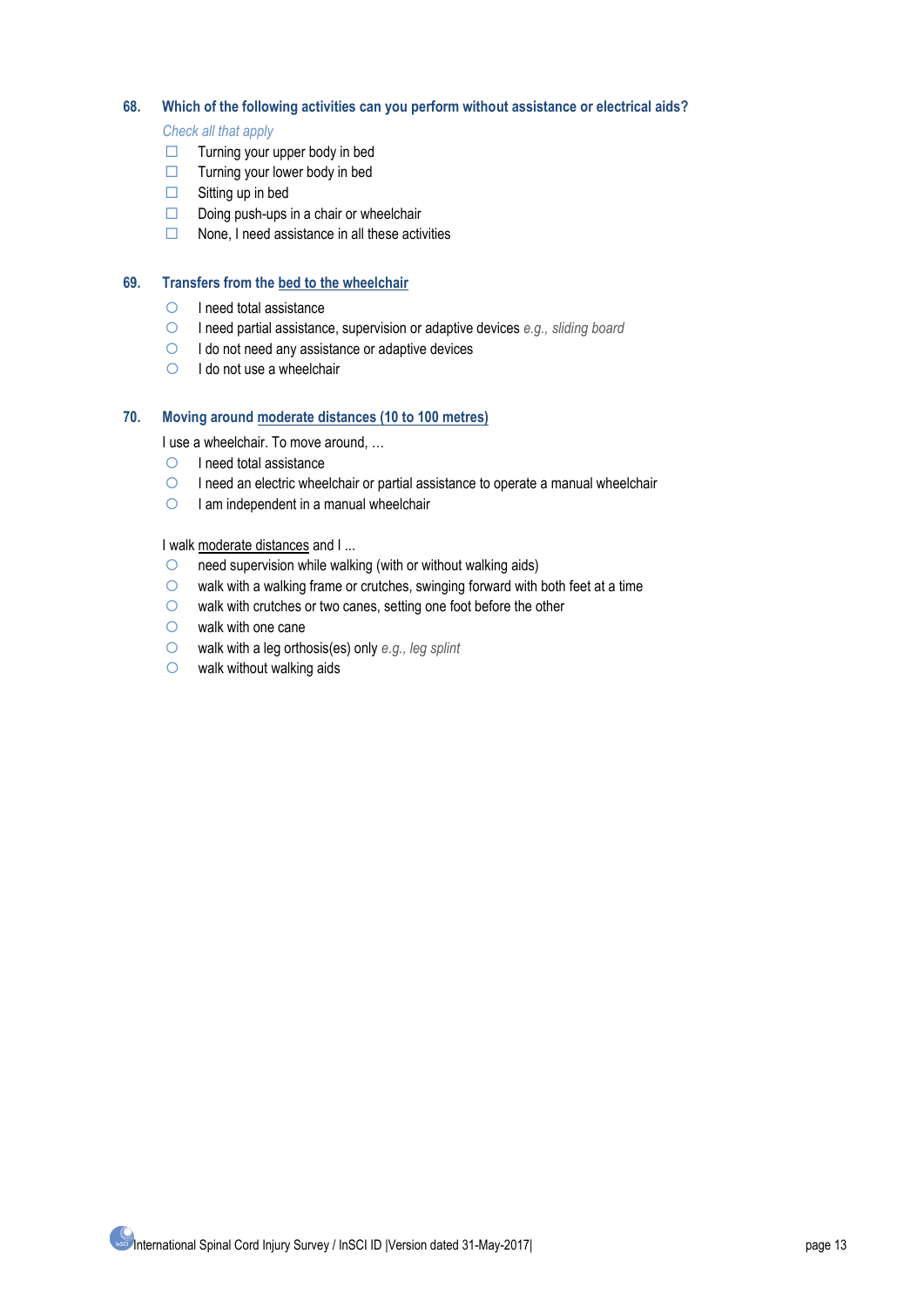**68. Which of the following activities can you perform without assistance or electrical aids?**

*Check all that apply*

- ☐ Turning your upper body in bed
- ☐ Turning your lower body in bed
- ☐ Sitting up in bed
- ☐ Doing push-ups in a chair or wheelchair
- ☐ None, I need assistance in all these activities

**69. Transfers from the <u>bed to the wheelchair</u>**

- ○ I need total assistance
- ○ I need partial assistance, supervision or adaptive devices *e.g., sliding board*
- ○ I do not need any assistance or adaptive devices
- ○ I do not use a wheelchair

**70. Moving around <u>moderate distances (10 to 100 metres)</u>**

I use a wheelchair. To move around, …

- ○ I need total assistance
- ○ I need an electric wheelchair or partial assistance to operate a manual wheelchair
- ○ I am independent in a manual wheelchair

I walk <u>moderate distances</u> and I ...

- ○ need supervision while walking (with or without walking aids)
- ○ walk with a walking frame or crutches, swinging forward with both feet at a time
- ○ walk with crutches or two canes, setting one foot before the other
- ○ walk with one cane
- ○ walk with a leg orthosis(es) only *e.g., leg splint*
- ○ walk without walking aids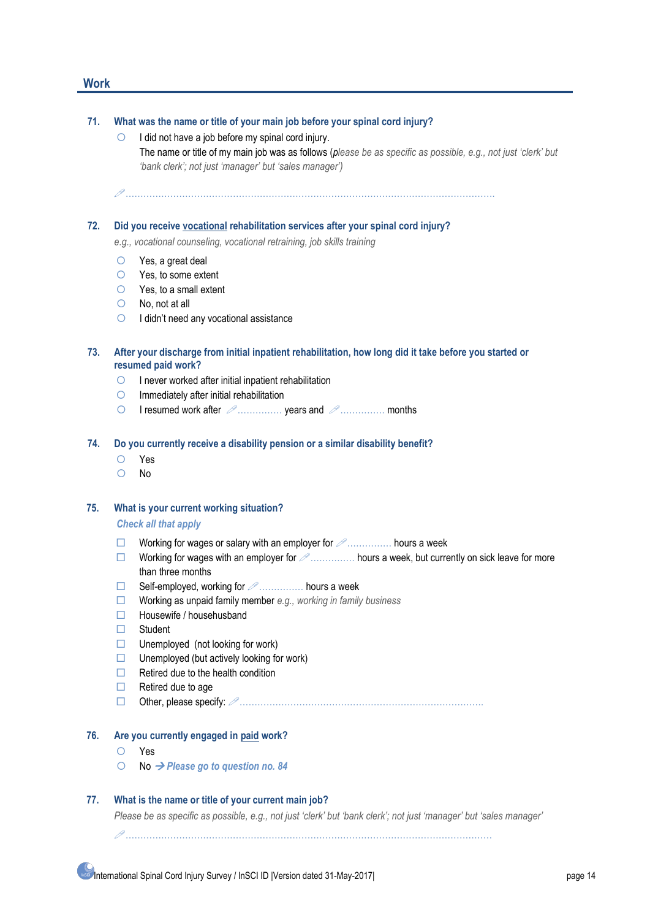## Work

**71. What was the name or title of your main job before your spinal cord injury?**

- ○ I did not have a job before my spinal cord injury.
  The name or title of my main job was as follows (*please be as specific as possible, e.g., not just 'clerk' but 'bank clerk'; not just 'manager' but 'sales manager')*

……………………………………………………………………………………………………………

**72. Did you receive vocational rehabilitation services after your spinal cord injury?**

*e.g., vocational counseling, vocational retraining, job skills training*

- ○ Yes, a great deal
- ○ Yes, to some extent
- ○ Yes, to a small extent
- ○ No, not at all
- ○ I didn't need any vocational assistance

**73. After your discharge from initial inpatient rehabilitation, how long did it take before you started or resumed paid work?**

- ○ I never worked after initial inpatient rehabilitation
- ○ Immediately after initial rehabilitation
- ○ I resumed work after ………….. years and ………….. months

**74. Do you currently receive a disability pension or a similar disability benefit?**

- ○ Yes
- ○ No

**75. What is your current working situation?**

***Check all that apply***

- ☐ Working for wages or salary with an employer for ………….. hours a week
- ☐ Working for wages with an employer for ………….. hours a week, but currently on sick leave for more than three months
- ☐ Self-employed, working for ………….. hours a week
- ☐ Working as unpaid family member *e.g., working in family business*
- ☐ Housewife / househusband
- ☐ Student
- ☐ Unemployed (not looking for work)
- ☐ Unemployed (but actively looking for work)
- ☐ Retired due to the health condition
- ☐ Retired due to age
- ☐ Other, please specify: ……………………………………………………………………

**76. Are you currently engaged in paid work?**

- ○ Yes
- ○ No → ***Please go to question no. 84***

**77. What is the name or title of your current main job?**

*Please be as specific as possible, e.g., not just 'clerk' but 'bank clerk'; not just 'manager' but 'sales manager'*

……………………………………………………………………………………………………………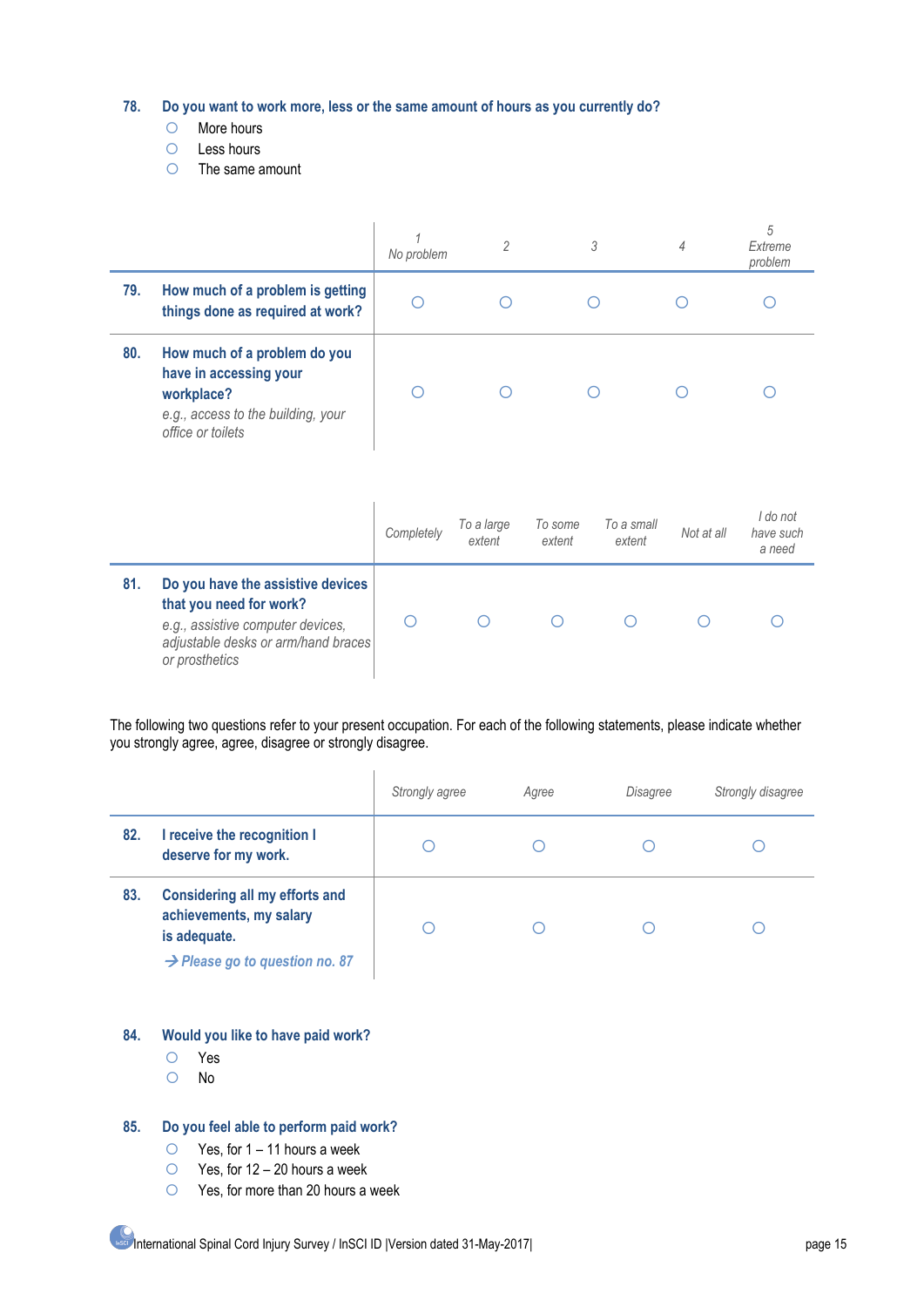**78. Do you want to work more, less or the same amount of hours as you currently do?**

- ○ More hours
- ○ Less hours
- ○ The same amount

| | *1 No problem* | *2* | *3* | *4* | *5 Extreme problem* |
|---|---|---|---|---|---|
| **79. How much of a problem is getting things done as required at work?** | ○ | ○ | ○ | ○ | ○ |
| **80. How much of a problem do you have in accessing your workplace?** *e.g., access to the building, your office or toilets* | ○ | ○ | ○ | ○ | ○ |

| | *Completely* | *To a large extent* | *To some extent* | *To a small extent* | *Not at all* | *I do not have such a need* |
|---|---|---|---|---|---|---|
| **81. Do you have the assistive devices that you need for work?** *e.g., assistive computer devices, adjustable desks or arm/hand braces or prosthetics* | ○ | ○ | ○ | ○ | ○ | ○ |

The following two questions refer to your present occupation. For each of the following statements, please indicate whether you strongly agree, agree, disagree or strongly disagree.

| | *Strongly agree* | *Agree* | *Disagree* | *Strongly disagree* |
|---|---|---|---|---|
| **82. I receive the recognition I deserve for my work.** | ○ | ○ | ○ | ○ |
| **83. Considering all my efforts and achievements, my salary is adequate.** ***→ Please go to question no. 87*** | ○ | ○ | ○ | ○ |

**84. Would you like to have paid work?**

- ○ Yes
- ○ No

**85. Do you feel able to perform paid work?**

- ○ Yes, for 1 – 11 hours a week
- ○ Yes, for 12 – 20 hours a week
- ○ Yes, for more than 20 hours a week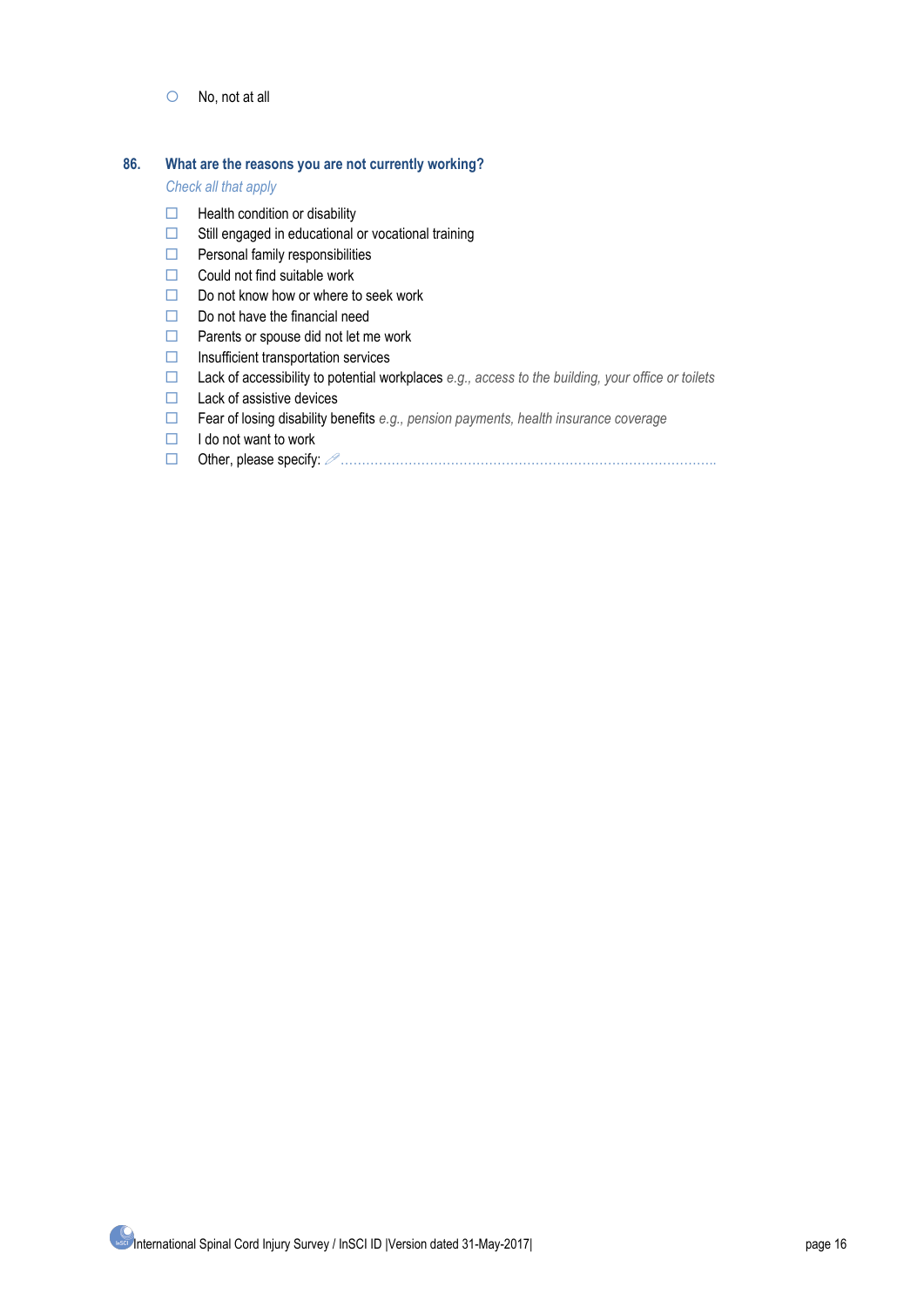- ○ No, not at all

**86. What are the reasons you are not currently working?**

*Check all that apply*

- ☐ Health condition or disability
- ☐ Still engaged in educational or vocational training
- ☐ Personal family responsibilities
- ☐ Could not find suitable work
- ☐ Do not know how or where to seek work
- ☐ Do not have the financial need
- ☐ Parents or spouse did not let me work
- ☐ Insufficient transportation services
- ☐ Lack of accessibility to potential workplaces *e.g., access to the building, your office or toilets*
- ☐ Lack of assistive devices
- ☐ Fear of losing disability benefits *e.g., pension payments, health insurance coverage*
- ☐ I do not want to work
- ☐ Other, please specify: ..........................................................................................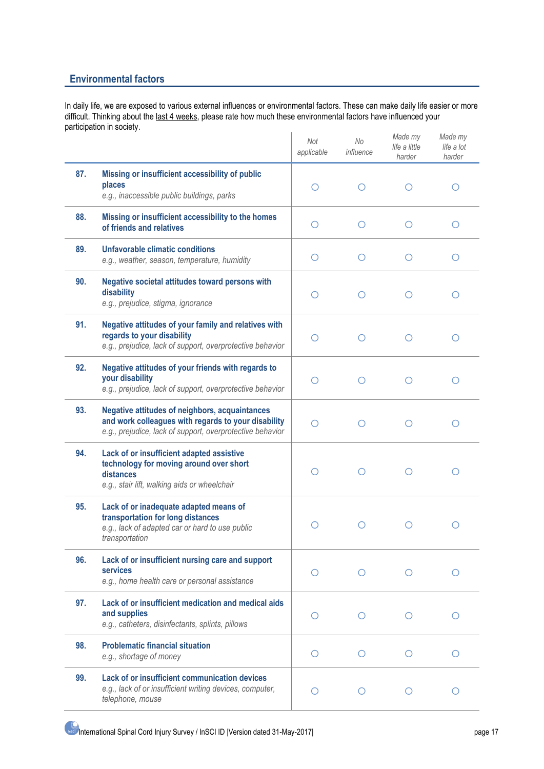## Environmental factors

In daily life, we are exposed to various external influences or environmental factors. These can make daily life easier or more difficult. Thinking about the last 4 weeks, please rate how much these environmental factors have influenced your participation in society.

| | | *Not applicable* | *No influence* | *Made my life a little harder* | *Made my life a lot harder* |
|---|---|---|---|---|---|
| **87.** | **Missing or insufficient accessibility of public places**<br>*e.g., inaccessible public buildings, parks* | ○ | ○ | ○ | ○ |
| **88.** | **Missing or insufficient accessibility to the homes of friends and relatives** | ○ | ○ | ○ | ○ |
| **89.** | **Unfavorable climatic conditions**<br>*e.g., weather, season, temperature, humidity* | ○ | ○ | ○ | ○ |
| **90.** | **Negative societal attitudes toward persons with disability**<br>*e.g., prejudice, stigma, ignorance* | ○ | ○ | ○ | ○ |
| **91.** | **Negative attitudes of your family and relatives with regards to your disability**<br>*e.g., prejudice, lack of support, overprotective behavior* | ○ | ○ | ○ | ○ |
| **92.** | **Negative attitudes of your friends with regards to your disability**<br>*e.g., prejudice, lack of support, overprotective behavior* | ○ | ○ | ○ | ○ |
| **93.** | **Negative attitudes of neighbors, acquaintances and work colleagues with regards to your disability**<br>*e.g., prejudice, lack of support, overprotective behavior* | ○ | ○ | ○ | ○ |
| **94.** | **Lack of or insufficient adapted assistive technology for moving around over short distances**<br>*e.g., stair lift, walking aids or wheelchair* | ○ | ○ | ○ | ○ |
| **95.** | **Lack of or inadequate adapted means of transportation for long distances**<br>*e.g., lack of adapted car or hard to use public transportation* | ○ | ○ | ○ | ○ |
| **96.** | **Lack of or insufficient nursing care and support services**<br>*e.g., home health care or personal assistance* | ○ | ○ | ○ | ○ |
| **97.** | **Lack of or insufficient medication and medical aids and supplies**<br>*e.g., catheters, disinfectants, splints, pillows* | ○ | ○ | ○ | ○ |
| **98.** | **Problematic financial situation**<br>*e.g., shortage of money* | ○ | ○ | ○ | ○ |
| **99.** | **Lack of or insufficient communication devices**<br>*e.g., lack of or insufficient writing devices, computer, telephone, mouse* | ○ | ○ | ○ | ○ |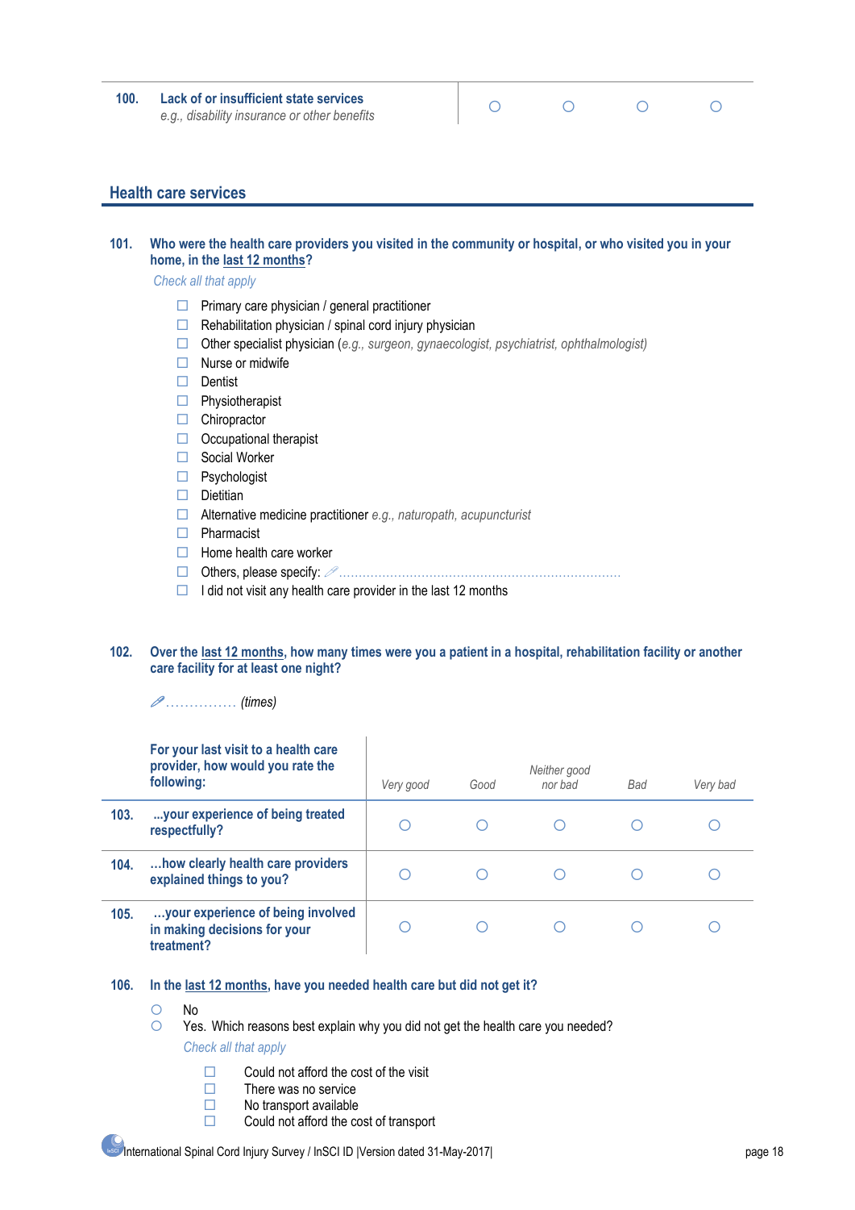| | | | | | |
|---|---|---|---|---|---|
| **100.** | **Lack of or insufficient state services** *e.g., disability insurance or other benefits* | ○ | ○ | ○ | ○ |

## Health care services

**101. Who were the health care providers you visited in the community or hospital, or who visited you in your home, in the last 12 months?**

*Check all that apply*

- ☐ Primary care physician / general practitioner
- ☐ Rehabilitation physician / spinal cord injury physician
- ☐ Other specialist physician (*e.g., surgeon, gynaecologist, psychiatrist, ophthalmologist)*
- ☐ Nurse or midwife
- ☐ Dentist
- ☐ Physiotherapist
- ☐ Chiropractor
- ☐ Occupational therapist
- ☐ Social Worker
- ☐ Psychologist
- ☐ Dietitian
- ☐ Alternative medicine practitioner *e.g., naturopath, acupuncturist*
- ☐ Pharmacist
- ☐ Home health care worker
- ☐ Others, please specify: ........................................................................
- ☐ I did not visit any health care provider in the last 12 months

**102. Over the last 12 months, how many times were you a patient in a hospital, rehabilitation facility or another care facility for at least one night?**

............... *(times)*

| | **For your last visit to a health care provider, how would you rate the following:** | *Very good* | *Good* | *Neither good nor bad* | *Bad* | *Very bad* |
|---|---|---|---|---|---|---|
| **103.** | **...your experience of being treated respectfully?** | ○ | ○ | ○ | ○ | ○ |
| **104.** | **...how clearly health care providers explained things to you?** | ○ | ○ | ○ | ○ | ○ |
| **105.** | **...your experience of being involved in making decisions for your treatment?** | ○ | ○ | ○ | ○ | ○ |

**106. In the last 12 months, have you needed health care but did not get it?**

- ○ No
- ○ Yes. Which reasons best explain why you did not get the health care you needed?

  *Check all that apply*

  - ☐ Could not afford the cost of the visit
  - ☐ There was no service
  - ☐ No transport available
  - ☐ Could not afford the cost of transport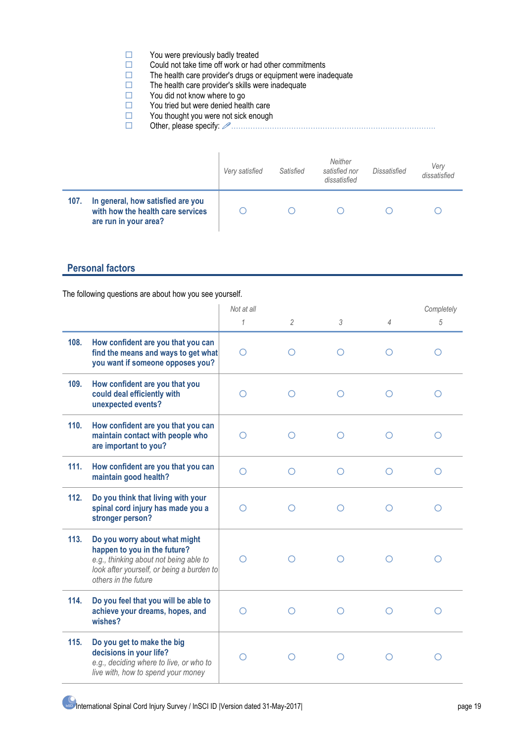- ☐ You were previously badly treated
- ☐ Could not take time off work or had other commitments
- ☐ The health care provider's drugs or equipment were inadequate
- ☐ The health care provider's skills were inadequate
- ☐ You did not know where to go
- ☐ You tried but were denied health care
- ☐ You thought you were not sick enough
- ☐ Other, please specify: ✎..............................................................................

| | *Very satisfied* | *Satisfied* | *Neither satisfied nor dissatisfied* | *Dissatisfied* | *Very dissatisfied* |
|---|---|---|---|---|---|
| **107. In general, how satisfied are you with how the health care services are run in your area?** | ○ | ○ | ○ | ○ | ○ |

## Personal factors

The following questions are about how you see yourself.

| | *Not at all* 1 | 2 | 3 | 4 | *Completely* 5 |
|---|---|---|---|---|---|
| **108. How confident are you that you can find the means and ways to get what you want if someone opposes you?** | ○ | ○ | ○ | ○ | ○ |
| **109. How confident are you that you could deal efficiently with unexpected events?** | ○ | ○ | ○ | ○ | ○ |
| **110. How confident are you that you can maintain contact with people who are important to you?** | ○ | ○ | ○ | ○ | ○ |
| **111. How confident are you that you can maintain good health?** | ○ | ○ | ○ | ○ | ○ |
| **112. Do you think that living with your spinal cord injury has made you a stronger person?** | ○ | ○ | ○ | ○ | ○ |
| **113. Do you worry about what might happen to you in the future?** *e.g., thinking about not being able to look after yourself, or being a burden to others in the future* | ○ | ○ | ○ | ○ | ○ |
| **114. Do you feel that you will be able to achieve your dreams, hopes, and wishes?** | ○ | ○ | ○ | ○ | ○ |
| **115. Do you get to make the big decisions in your life?** *e.g., deciding where to live, or who to live with, how to spend your money* | ○ | ○ | ○ | ○ | ○ |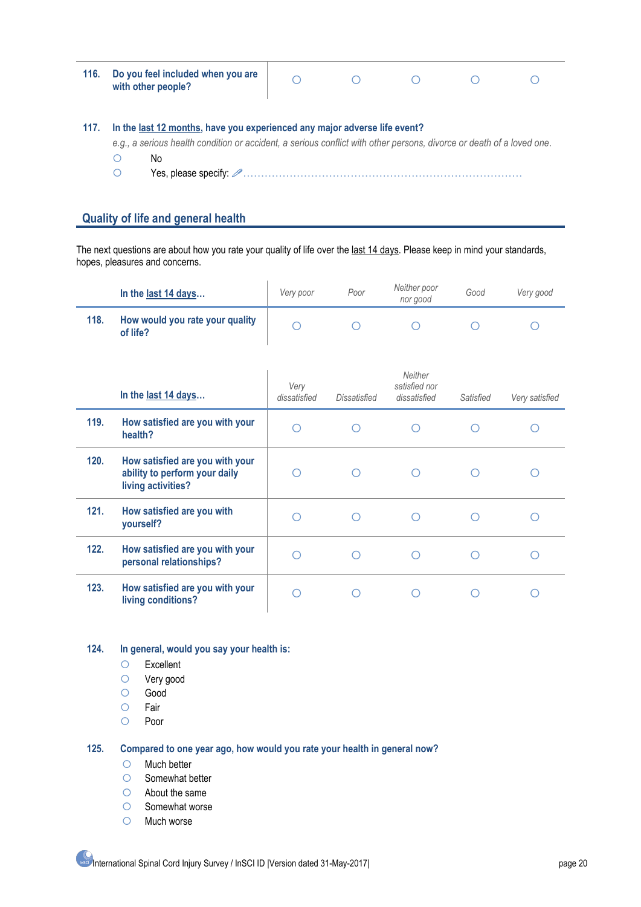| | | | | | |
|---|---|---|---|---|---|
| 116. Do you feel included when you are with other people? | ○ | ○ | ○ | ○ | ○ |

**117. In the last 12 months, have you experienced any major adverse life event?**

*e.g., a serious health condition or accident, a serious conflict with other persons, divorce or death of a loved one.*

- ○ No
- ○ Yes, please specify: ............................................................................

## Quality of life and general health

The next questions are about how you rate your quality of life over the last 14 days. Please keep in mind your standards, hopes, pleasures and concerns.

| In the last 14 days... | *Very poor* | *Poor* | *Neither poor nor good* | *Good* | *Very good* |
|---|---|---|---|---|---|
| **118. How would you rate your quality of life?** | ○ | ○ | ○ | ○ | ○ |

| In the last 14 days... | *Very dissatisfied* | *Dissatisfied* | *Neither satisfied nor dissatisfied* | *Satisfied* | *Very satisfied* |
|---|---|---|---|---|---|
| **119. How satisfied are you with your health?** | ○ | ○ | ○ | ○ | ○ |
| **120. How satisfied are you with your ability to perform your daily living activities?** | ○ | ○ | ○ | ○ | ○ |
| **121. How satisfied are you with yourself?** | ○ | ○ | ○ | ○ | ○ |
| **122. How satisfied are you with your personal relationships?** | ○ | ○ | ○ | ○ | ○ |
| **123. How satisfied are you with your living conditions?** | ○ | ○ | ○ | ○ | ○ |

**124. In general, would you say your health is:**

- ○ Excellent
- ○ Very good
- ○ Good
- ○ Fair
- ○ Poor

**125. Compared to one year ago, how would you rate your health in general now?**

- ○ Much better
- ○ Somewhat better
- ○ About the same
- ○ Somewhat worse
- ○ Much worse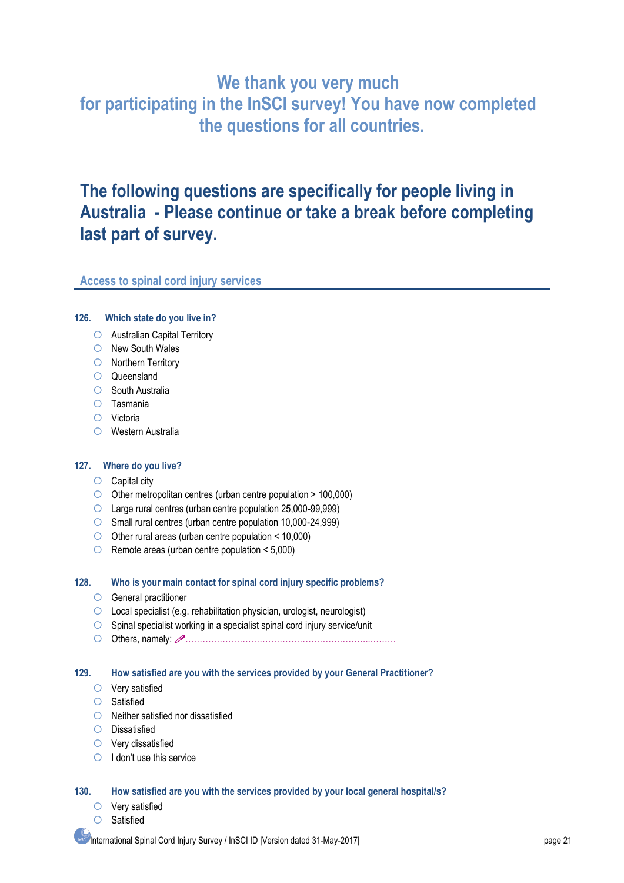## We thank you very much for participating in the InSCI survey! You have now completed the questions for all countries.

# The following questions are specifically for people living in Australia - Please continue or take a break before completing last part of survey.

### Access to spinal cord injury services

**126. Which state do you live in?**

- ○ Australian Capital Territory
- ○ New South Wales
- ○ Northern Territory
- ○ Queensland
- ○ South Australia
- ○ Tasmania
- ○ Victoria
- ○ Western Australia

**127. Where do you live?**

- ○ Capital city
- ○ Other metropolitan centres (urban centre population > 100,000)
- ○ Large rural centres (urban centre population 25,000-99,999)
- ○ Small rural centres (urban centre population 10,000-24,999)
- ○ Other rural areas (urban centre population < 10,000)
- ○ Remote areas (urban centre population < 5,000)

**128. Who is your main contact for spinal cord injury specific problems?**

- ○ General practitioner
- ○ Local specialist (e.g. rehabilitation physician, urologist, neurologist)
- ○ Spinal specialist working in a specialist spinal cord injury service/unit
- ○ Others, namely: ............................................................................

**129. How satisfied are you with the services provided by your General Practitioner?**

- ○ Very satisfied
- ○ Satisfied
- ○ Neither satisfied nor dissatisfied
- ○ Dissatisfied
- ○ Very dissatisfied
- ○ I don't use this service

**130. How satisfied are you with the services provided by your local general hospital/s?**

- ○ Very satisfied
- ○ Satisfied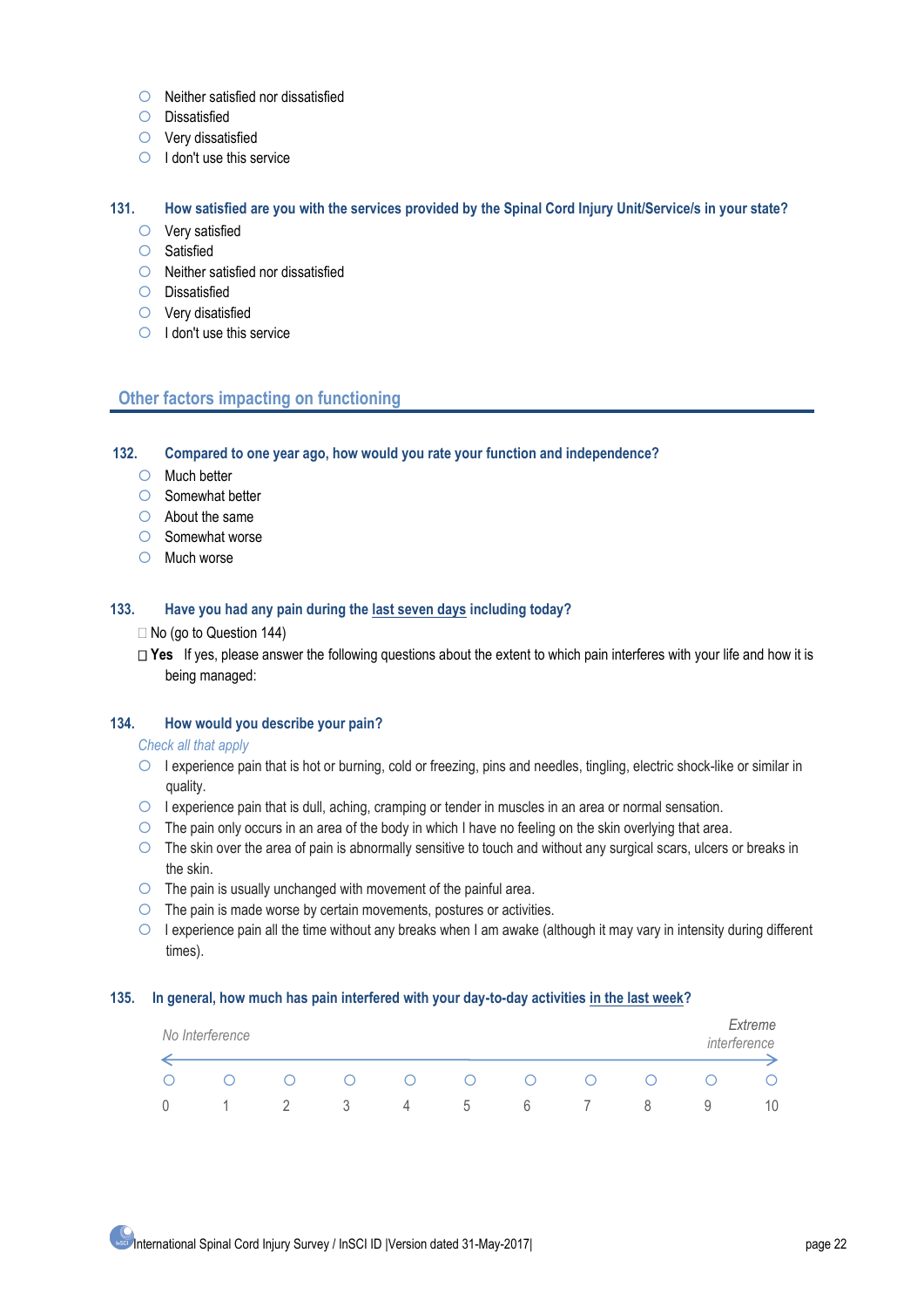- ○ Neither satisfied nor dissatisfied
- ○ Dissatisfied
- ○ Very dissatisfied
- ○ I don't use this service

**131. How satisfied are you with the services provided by the Spinal Cord Injury Unit/Service/s in your state?**

- ○ Very satisfied
- ○ Satisfied
- ○ Neither satisfied nor dissatisfied
- ○ Dissatisfied
- ○ Very disatisfied
- ○ I don't use this service

## Other factors impacting on functioning

**132. Compared to one year ago, how would you rate your function and independence?**

- ○ Much better
- ○ Somewhat better
- ○ About the same
- ○ Somewhat worse
- ○ Much worse

**133. Have you had any pain during the last seven days including today?**

- ☐ No (go to Question 144)
- ☐ **Yes** If yes, please answer the following questions about the extent to which pain interferes with your life and how it is being managed:

**134. How would you describe your pain?**

*Check all that apply*

- ○ I experience pain that is hot or burning, cold or freezing, pins and needles, tingling, electric shock-like or similar in quality.
- ○ I experience pain that is dull, aching, cramping or tender in muscles in an area or normal sensation.
- ○ The pain only occurs in an area of the body in which I have no feeling on the skin overlying that area.
- ○ The skin over the area of pain is abnormally sensitive to touch and without any surgical scars, ulcers or breaks in the skin.
- ○ The pain is usually unchanged with movement of the painful area.
- ○ The pain is made worse by certain movements, postures or activities.
- ○ I experience pain all the time without any breaks when I am awake (although it may vary in intensity during different times).

**135. In general, how much has pain interfered with your day-to-day activities in the last week?**

*No Interference* ← → *Extreme interference*

| ○ | ○ | ○ | ○ | ○ | ○ | ○ | ○ | ○ | ○ | ○ |
|---|---|---|---|---|---|---|---|---|---|---|
| 0 | 1 | 2 | 3 | 4 | 5 | 6 | 7 | 8 | 9 | 10 |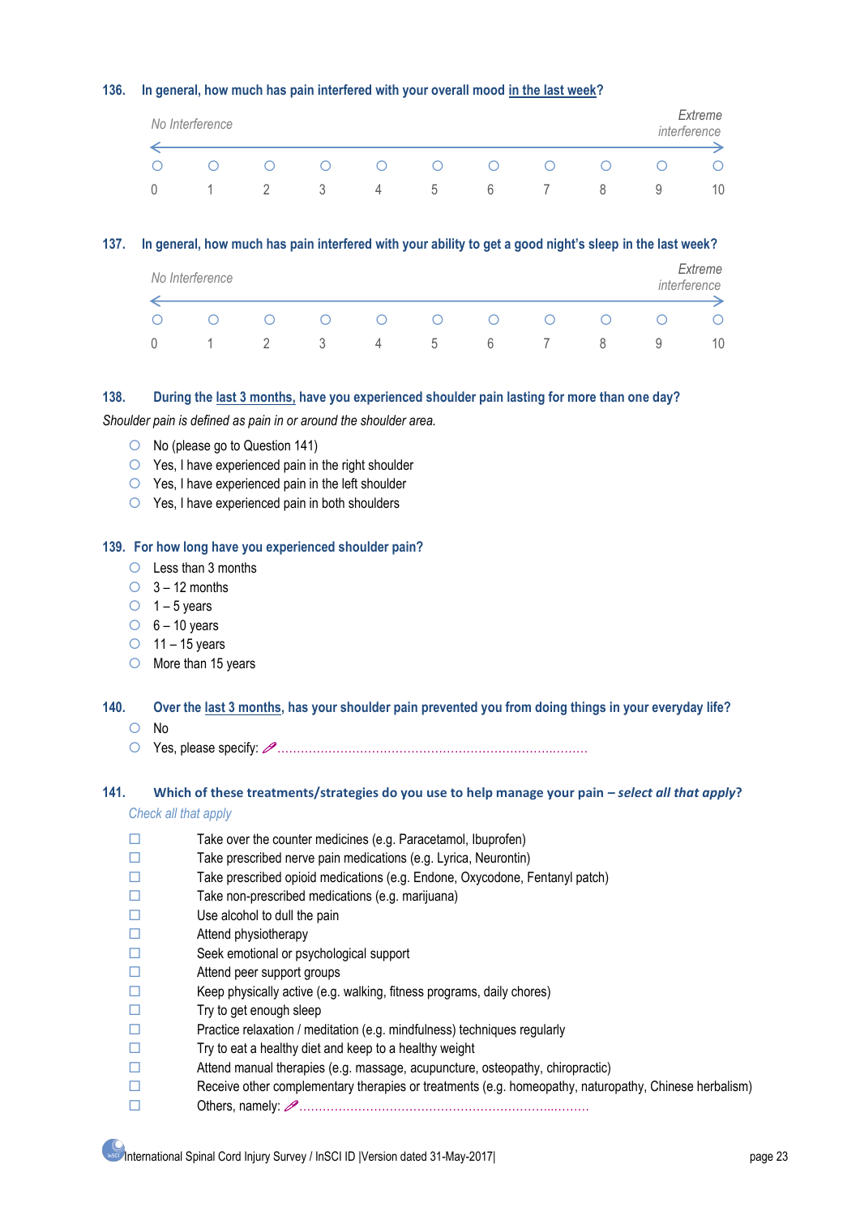**136. In general, how much has pain interfered with your overall mood in the last week?**

| No Interference | | | | | | | | | | Extreme interference |
|---|---|---|---|---|---|---|---|---|---|---|
| ○ | ○ | ○ | ○ | ○ | ○ | ○ | ○ | ○ | ○ | ○ |
| 0 | 1 | 2 | 3 | 4 | 5 | 6 | 7 | 8 | 9 | 10 |

**137. In general, how much has pain interfered with your ability to get a good night's sleep in the last week?**

| No Interference | | | | | | | | | | Extreme interference |
|---|---|---|---|---|---|---|---|---|---|---|
| ○ | ○ | ○ | ○ | ○ | ○ | ○ | ○ | ○ | ○ | ○ |
| 0 | 1 | 2 | 3 | 4 | 5 | 6 | 7 | 8 | 9 | 10 |

**138. During the last 3 months, have you experienced shoulder pain lasting for more than one day?**

*Shoulder pain is defined as pain in or around the shoulder area.*

- ○ No (please go to Question 141)
- ○ Yes, I have experienced pain in the right shoulder
- ○ Yes, I have experienced pain in the left shoulder
- ○ Yes, I have experienced pain in both shoulders

**139. For how long have you experienced shoulder pain?**

- ○ Less than 3 months
- ○ 3 – 12 months
- ○ 1 – 5 years
- ○ 6 – 10 years
- ○ 11 – 15 years
- ○ More than 15 years

**140. Over the last 3 months, has your shoulder pain prevented you from doing things in your everyday life?**

- ○ No
- ○ Yes, please specify: ……………………………………………………………………

**141. Which of these treatments/strategies do you use to help manage your pain – *select all that apply*?**

*Check all that apply*

- ☐ Take over the counter medicines (e.g. Paracetamol, Ibuprofen)
- ☐ Take prescribed nerve pain medications (e.g. Lyrica, Neurontin)
- ☐ Take prescribed opioid medications (e.g. Endone, Oxycodone, Fentanyl patch)
- ☐ Take non-prescribed medications (e.g. marijuana)
- ☐ Use alcohol to dull the pain
- ☐ Attend physiotherapy
- ☐ Seek emotional or psychological support
- ☐ Attend peer support groups
- ☐ Keep physically active (e.g. walking, fitness programs, daily chores)
- ☐ Try to get enough sleep
- ☐ Practice relaxation / meditation (e.g. mindfulness) techniques regularly
- ☐ Try to eat a healthy diet and keep to a healthy weight
- ☐ Attend manual therapies (e.g. massage, acupuncture, osteopathy, chiropractic)
- ☐ Receive other complementary therapies or treatments (e.g. homeopathy, naturopathy, Chinese herbalism)
- ☐ Others, namely: ………………………………………………………………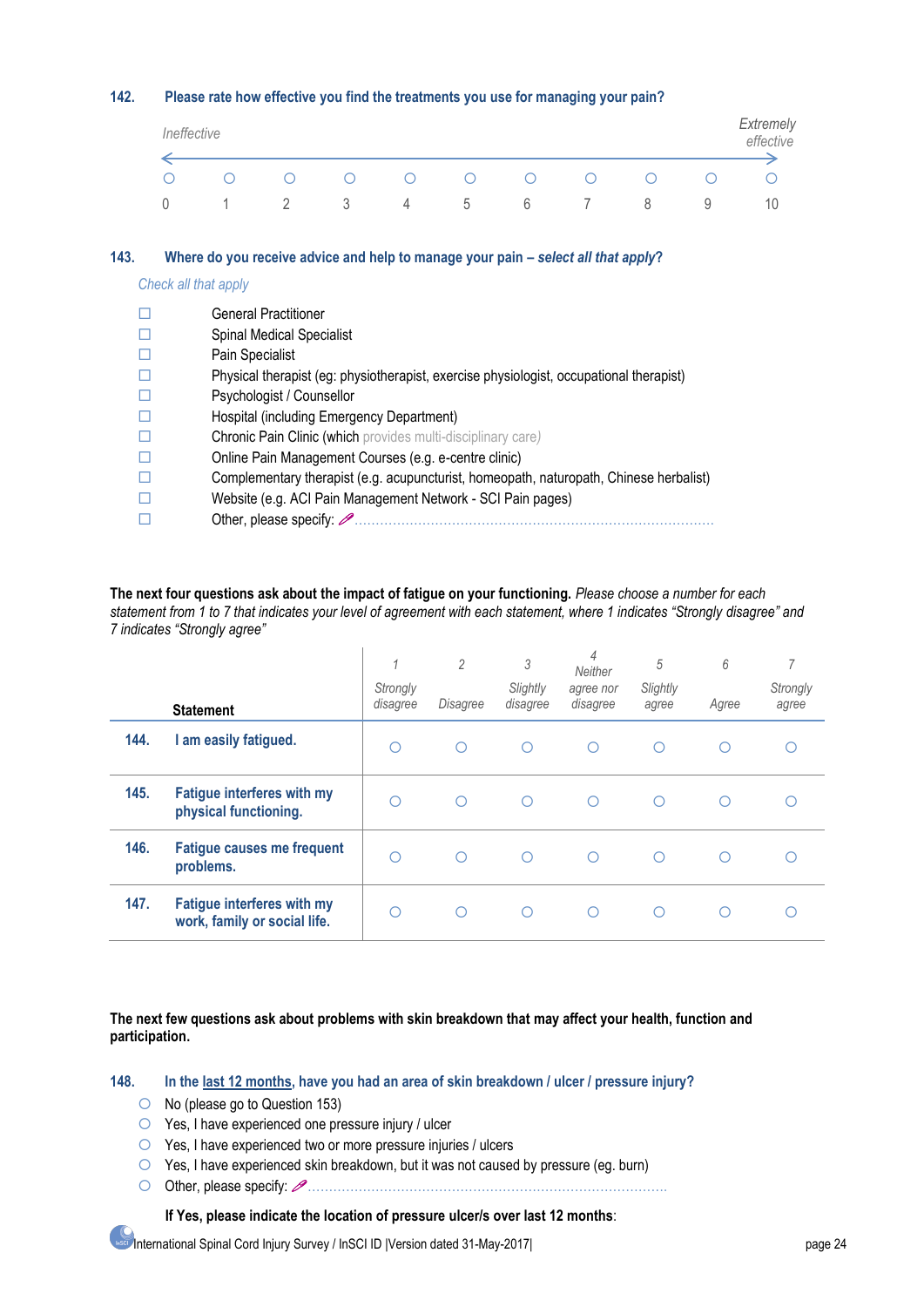**142. Please rate how effective you find the treatments you use for managing your pain?**

*Ineffective* ← → *Extremely effective*

| ○ | ○ | ○ | ○ | ○ | ○ | ○ | ○ | ○ | ○ | ○ |
|---|---|---|---|---|---|---|---|---|---|---|
| 0 | 1 | 2 | 3 | 4 | 5 | 6 | 7 | 8 | 9 | 10 |

**143. Where do you receive advice and help to manage your pain – *select all that apply*?**

*Check all that apply*

- ☐ General Practitioner
- ☐ Spinal Medical Specialist
- ☐ Pain Specialist
- ☐ Physical therapist (eg: physiotherapist, exercise physiologist, occupational therapist)
- ☐ Psychologist / Counsellor
- ☐ Hospital (including Emergency Department)
- ☐ Chronic Pain Clinic (which provides multi-disciplinary care)
- ☐ Online Pain Management Courses (e.g. e-centre clinic)
- ☐ Complementary therapist (e.g. acupuncturist, homeopath, naturopath, Chinese herbalist)
- ☐ Website (e.g. ACI Pain Management Network - SCI Pain pages)
- ☐ Other, please specify: ................................................................................

**The next four questions ask about the impact of fatigue on your functioning.** *Please choose a number for each statement from 1 to 7 that indicates your level of agreement with each statement, where 1 indicates "Strongly disagree" and 7 indicates "Strongly agree"*

| | Statement | 1 Strongly disagree | 2 Disagree | 3 Slightly disagree | 4 Neither agree nor disagree | 5 Slightly agree | 6 Agree | 7 Strongly agree |
|---|---|---|---|---|---|---|---|---|
| **144.** | **I am easily fatigued.** | ○ | ○ | ○ | ○ | ○ | ○ | ○ |
| **145.** | **Fatigue interferes with my physical functioning.** | ○ | ○ | ○ | ○ | ○ | ○ | ○ |
| **146.** | **Fatigue causes me frequent problems.** | ○ | ○ | ○ | ○ | ○ | ○ | ○ |
| **147.** | **Fatigue interferes with my work, family or social life.** | ○ | ○ | ○ | ○ | ○ | ○ | ○ |

**The next few questions ask about problems with skin breakdown that may affect your health, function and participation.**

**148. In the last 12 months, have you had an area of skin breakdown / ulcer / pressure injury?**

- ○ No (please go to Question 153)
- ○ Yes, I have experienced one pressure injury / ulcer
- ○ Yes, I have experienced two or more pressure injuries / ulcers
- ○ Yes, I have experienced skin breakdown, but it was not caused by pressure (eg. burn)
- ○ Other, please specify: ................................................................................

**If Yes, please indicate the location of pressure ulcer/s over last 12 months**: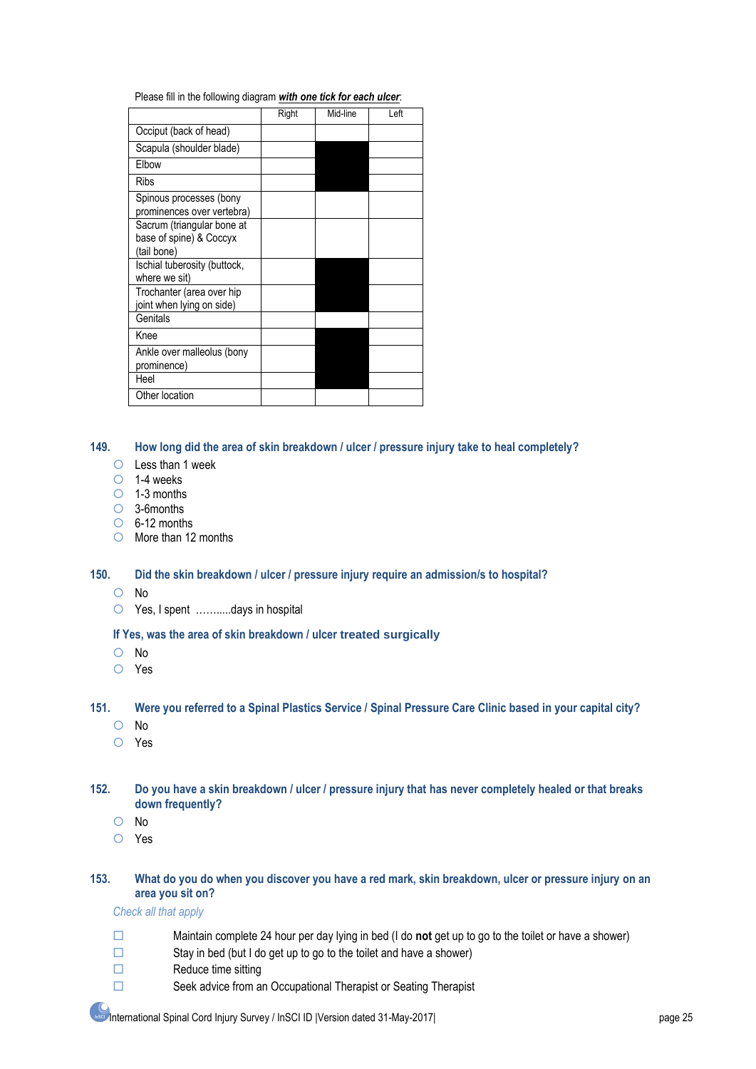Please fill in the following diagram ***with one tick for each ulcer***:

| | Right | Mid-line | Left |
|---|---|---|---|
| Occiput (back of head) | | | |
| Scapula (shoulder blade) | | ■ | |
| Elbow | | ■ | |
| Ribs | | ■ | |
| Spinous processes (bony prominences over vertebra) | | | |
| Sacrum (triangular bone at base of spine) & Coccyx (tail bone) | | | |
| Ischial tuberosity (buttock, where we sit) | | ■ | |
| Trochanter (area over hip joint when lying on side) | | ■ | |
| Genitals | | | |
| Knee | | ■ | |
| Ankle over malleolus (bony prominence) | | ■ | |
| Heel | | ■ | |
| Other location | | | |

**149. How long did the area of skin breakdown / ulcer / pressure injury take to heal completely?**

- ○ Less than 1 week
- ○ 1-4 weeks
- ○ 1-3 months
- ○ 3-6months
- ○ 6-12 months
- ○ More than 12 months

**150. Did the skin breakdown / ulcer / pressure injury require an admission/s to hospital?**

- ○ No
- ○ Yes, I spent ………..days in hospital

**If Yes, was the area of skin breakdown / ulcer treated surgically**

- ○ No
- ○ Yes

**151. Were you referred to a Spinal Plastics Service / Spinal Pressure Care Clinic based in your capital city?**

- ○ No
- ○ Yes

**152. Do you have a skin breakdown / ulcer / pressure injury that has never completely healed or that breaks down frequently?**

- ○ No
- ○ Yes

**153. What do you do when you discover you have a red mark, skin breakdown, ulcer or pressure injury on an area you sit on?**

*Check all that apply*

- ☐ Maintain complete 24 hour per day lying in bed (I do **not** get up to go to the toilet or have a shower)
- ☐ Stay in bed (but I do get up to go to the toilet and have a shower)
- ☐ Reduce time sitting
- ☐ Seek advice from an Occupational Therapist or Seating Therapist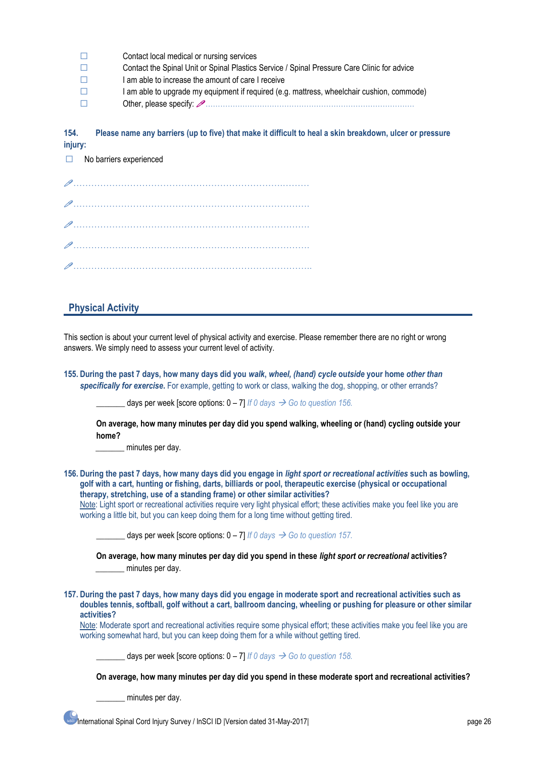- ☐ Contact local medical or nursing services
- ☐ Contact the Spinal Unit or Spinal Plastics Service / Spinal Pressure Care Clinic for advice
- ☐ I am able to increase the amount of care I receive
- ☐ I am able to upgrade my equipment if required (e.g. mattress, wheelchair cushion, commode)
- ☐ Other, please specify: ✎............................................................................................

**154. Please name any barriers (up to five) that make it difficult to heal a skin breakdown, ulcer or pressure injury:**

☐ No barriers experienced

✎..............................................................................

✎..............................................................................

✎..............................................................................

✎..............................................................................

✎..............................................................................

## Physical Activity

This section is about your current level of physical activity and exercise. Please remember there are no right or wrong answers. We simply need to assess your current level of activity.

**155. During the past 7 days, how many days did you *walk*, *wheel*, *(hand) cycle* outside your home *other than specifically for exercise*.** For example, getting to work or class, walking the dog, shopping, or other errands?

_______ days per week [score options: 0 – 7] *If 0 days → Go to question 156.*

**On average, how many minutes per day did you spend walking, wheeling or (hand) cycling outside your home?**

_______ minutes per day.

**156. During the past 7 days, how many days did you engage in *light sport or recreational activities* such as bowling, golf with a cart, hunting or fishing, darts, billiards or pool, therapeutic exercise (physical or occupational therapy, stretching, use of a standing frame) or other similar activities?**

Note: Light sport or recreational activities require very light physical effort; these activities make you feel like you are working a little bit, but you can keep doing them for a long time without getting tired.

_______ days per week [score options: 0 – 7] *If 0 days → Go to question 157.*

**On average, how many minutes per day did you spend in these *light sport or recreational* activities?**

_______ minutes per day.

**157. During the past 7 days, how many days did you engage in moderate sport and recreational activities such as doubles tennis, softball, golf without a cart, ballroom dancing, wheeling or pushing for pleasure or other similar activities?**

Note: Moderate sport and recreational activities require some physical effort; these activities make you feel like you are working somewhat hard, but you can keep doing them for a while without getting tired.

_______ days per week [score options: 0 – 7] *If 0 days → Go to question 158.*

**On average, how many minutes per day did you spend in these moderate sport and recreational activities?**

_______ minutes per day.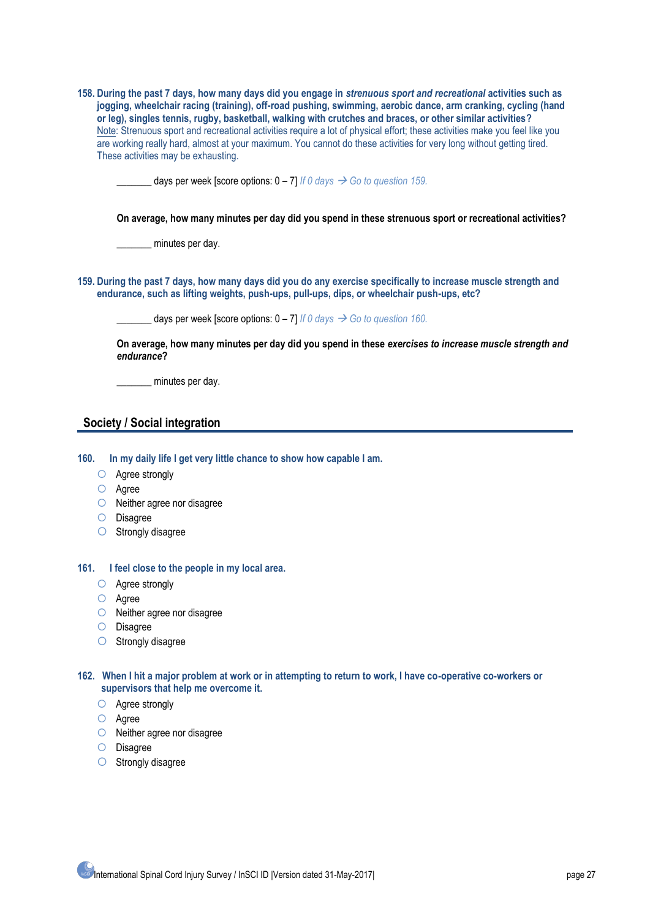**158. During the past 7 days, how many days did you engage in *strenuous sport and recreational* activities such as jogging, wheelchair racing (training), off-road pushing, swimming, aerobic dance, arm cranking, cycling (hand or leg), singles tennis, rugby, basketball, walking with crutches and braces, or other similar activities?**
Note: Strenuous sport and recreational activities require a lot of physical effort; these activities make you feel like you are working really hard, almost at your maximum. You cannot do these activities for very long without getting tired. These activities may be exhausting.

_______ days per week [score options: 0 – 7] *If 0 days → Go to question 159.*

**On average, how many minutes per day did you spend in these strenuous sport or recreational activities?**

_______ minutes per day.

**159. During the past 7 days, how many days did you do any exercise specifically to increase muscle strength and endurance, such as lifting weights, push-ups, pull-ups, dips, or wheelchair push-ups, etc?**

_______ days per week [score options: 0 – 7] *If 0 days → Go to question 160.*

**On average, how many minutes per day did you spend in these *exercises to increase muscle strength and endurance*?**

_______ minutes per day.

## Society / Social integration

**160. In my daily life I get very little chance to show how capable I am.**

- ○ Agree strongly
- ○ Agree
- ○ Neither agree nor disagree
- ○ Disagree
- ○ Strongly disagree

**161. I feel close to the people in my local area.**

- ○ Agree strongly
- ○ Agree
- ○ Neither agree nor disagree
- ○ Disagree
- ○ Strongly disagree

**162. When I hit a major problem at work or in attempting to return to work, I have co-operative co-workers or supervisors that help me overcome it.**

- ○ Agree strongly
- ○ Agree
- ○ Neither agree nor disagree
- ○ Disagree
- ○ Strongly disagree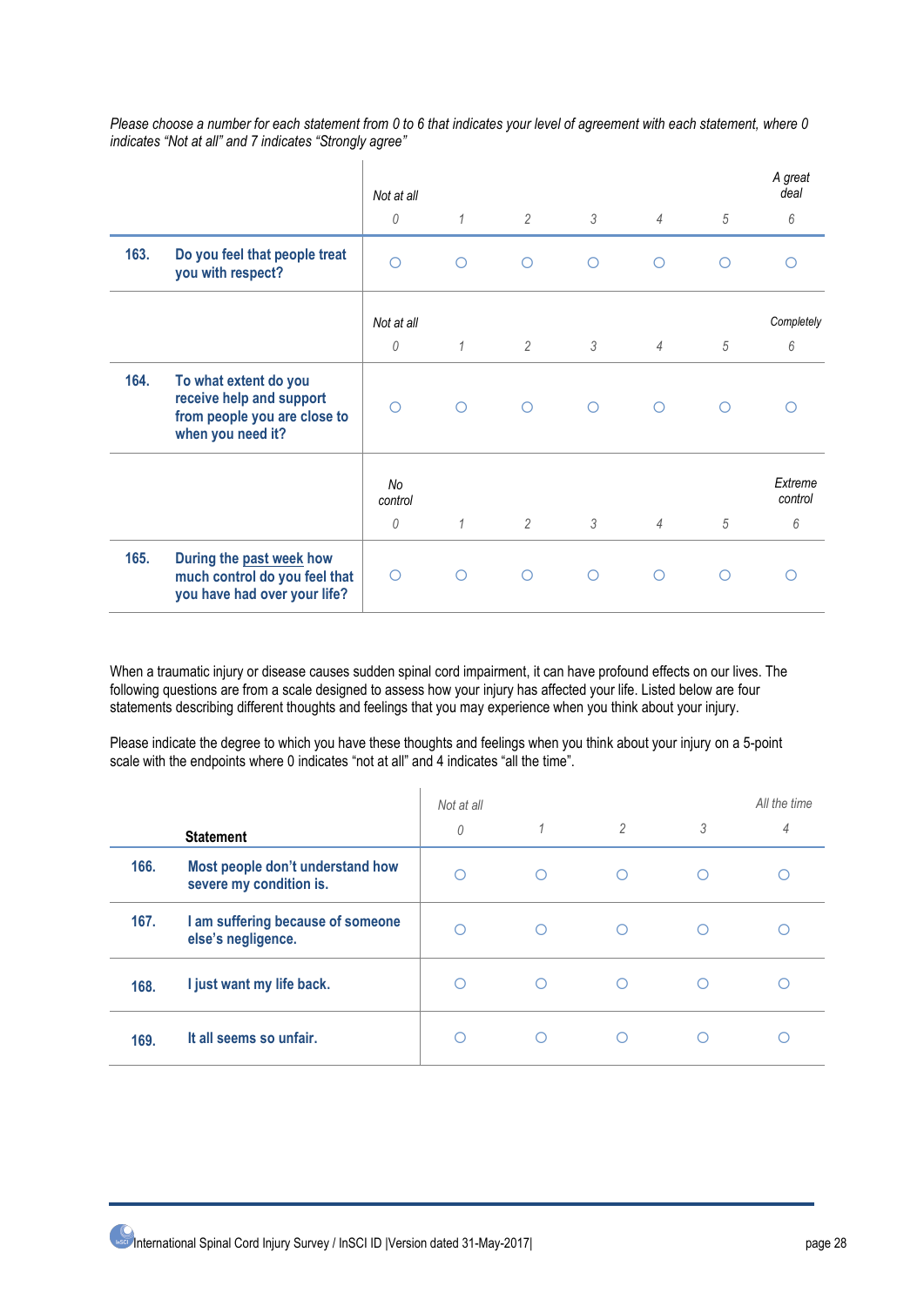*Please choose a number for each statement from 0 to 6 that indicates your level of agreement with each statement, where 0 indicates "Not at all" and 7 indicates "Strongly agree"*

| | | *Not at all* 0 | 1 | 2 | 3 | 4 | 5 | *A great deal* 6 |
|---|---|---|---|---|---|---|---|---|
| **163.** | **Do you feel that people treat you with respect?** | ○ | ○ | ○ | ○ | ○ | ○ | ○ |
| | | *Not at all* 0 | 1 | 2 | 3 | 4 | 5 | *Completely* 6 |
| **164.** | **To what extent do you receive help and support from people you are close to when you need it?** | ○ | ○ | ○ | ○ | ○ | ○ | ○ |
| | | *No control* 0 | 1 | 2 | 3 | 4 | 5 | *Extreme control* 6 |
| **165.** | **During the <u>past week</u> how much control do you feel that you have had over your life?** | ○ | ○ | ○ | ○ | ○ | ○ | ○ |

When a traumatic injury or disease causes sudden spinal cord impairment, it can have profound effects on our lives. The following questions are from a scale designed to assess how your injury has affected your life. Listed below are four statements describing different thoughts and feelings that you may experience when you think about your injury.

Please indicate the degree to which you have these thoughts and feelings when you think about your injury on a 5-point scale with the endpoints where 0 indicates "not at all" and 4 indicates "all the time".

| | **Statement** | *Not at all* 0 | 1 | 2 | 3 | *All the time* 4 |
|---|---|---|---|---|---|---|
| **166.** | **Most people don't understand how severe my condition is.** | ○ | ○ | ○ | ○ | ○ |
| **167.** | **I am suffering because of someone else's negligence.** | ○ | ○ | ○ | ○ | ○ |
| **168.** | **I just want my life back.** | ○ | ○ | ○ | ○ | ○ |
| **169.** | **It all seems so unfair.** | ○ | ○ | ○ | ○ | ○ |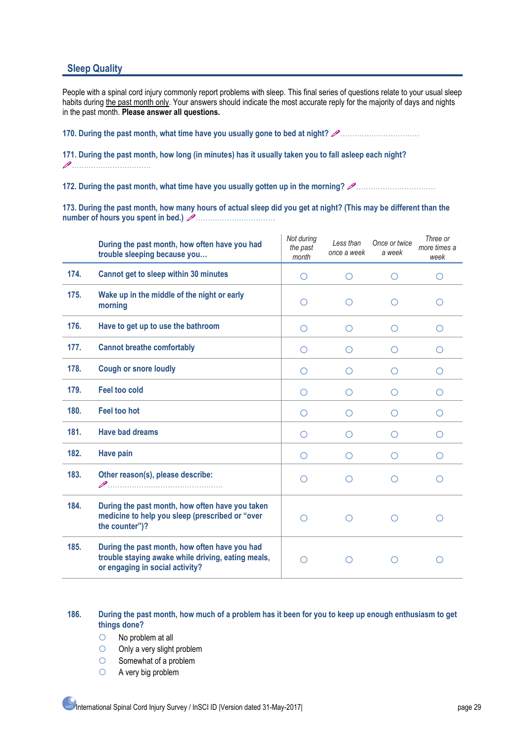## Sleep Quality

People with a spinal cord injury commonly report problems with sleep. This final series of questions relate to your usual sleep habits during the past month only. Your answers should indicate the most accurate reply for the majority of days and nights in the past month. **Please answer all questions.**

**170. During the past month, what time have you usually gone to bed at night?** ✎................................

**171. During the past month, how long (in minutes) has it usually taken you to fall asleep each night?**
✎................................

**172. During the past month, what time have you usually gotten up in the morning?** ✎................................

**173. During the past month, how many hours of actual sleep did you get at night? (This may be different than the number of hours you spent in bed.)** ✎................................

| | During the past month, how often have you had trouble sleeping because you... | *Not during the past month* | *Less than once a week* | *Once or twice a week* | *Three or more times a week* |
|---|---|---|---|---|---|
| 174. | Cannot get to sleep within 30 minutes | ○ | ○ | ○ | ○ |
| 175. | Wake up in the middle of the night or early morning | ○ | ○ | ○ | ○ |
| 176. | Have to get up to use the bathroom | ○ | ○ | ○ | ○ |
| 177. | Cannot breathe comfortably | ○ | ○ | ○ | ○ |
| 178. | Cough or snore loudly | ○ | ○ | ○ | ○ |
| 179. | Feel too cold | ○ | ○ | ○ | ○ |
| 180. | Feel too hot | ○ | ○ | ○ | ○ |
| 181. | Have bad dreams | ○ | ○ | ○ | ○ |
| 182. | Have pain | ○ | ○ | ○ | ○ |
| 183. | Other reason(s), please describe: ✎............................................... | ○ | ○ | ○ | ○ |
| 184. | During the past month, how often have you taken medicine to help you sleep (prescribed or "over the counter")? | ○ | ○ | ○ | ○ |
| 185. | During the past month, how often have you had trouble staying awake while driving, eating meals, or engaging in social activity? | ○ | ○ | ○ | ○ |

**186. During the past month, how much of a problem has it been for you to keep up enough enthusiasm to get things done?**

- ○ No problem at all
- ○ Only a very slight problem
- ○ Somewhat of a problem
- ○ A very big problem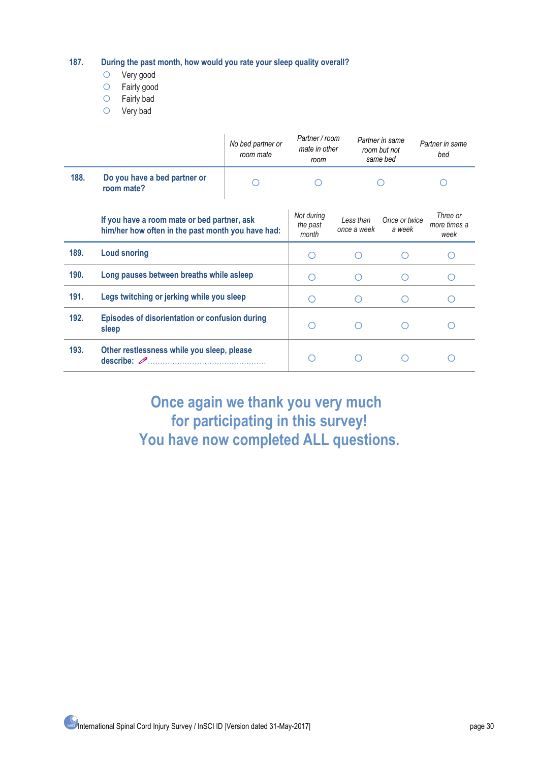**187. During the past month, how would you rate your sleep quality overall?**

- ○ Very good
- ○ Fairly good
- ○ Fairly bad
- ○ Very bad

| | | *No bed partner or room mate* | *Partner / room mate in other room* | *Partner in same room but not same bed* | *Partner in same bed* |
|---|---|---|---|---|---|
| **188.** | **Do you have a bed partner or room mate?** | ○ | ○ | ○ | ○ |

| | **If you have a room mate or bed partner, ask him/her how often in the past month you have had:** | *Not during the past month* | *Less than once a week* | *Once or twice a week* | *Three or more times a week* |
|---|---|---|---|---|---|
| **189.** | **Loud snoring** | ○ | ○ | ○ | ○ |
| **190.** | **Long pauses between breaths while asleep** | ○ | ○ | ○ | ○ |
| **191.** | **Legs twitching or jerking while you sleep** | ○ | ○ | ○ | ○ |
| **192.** | **Episodes of disorientation or confusion during sleep** | ○ | ○ | ○ | ○ |
| **193.** | **Other restlessness while you sleep, please describe:** ........................................... | ○ | ○ | ○ | ○ |

## Once again we thank you very much for participating in this survey! You have now completed ALL questions.